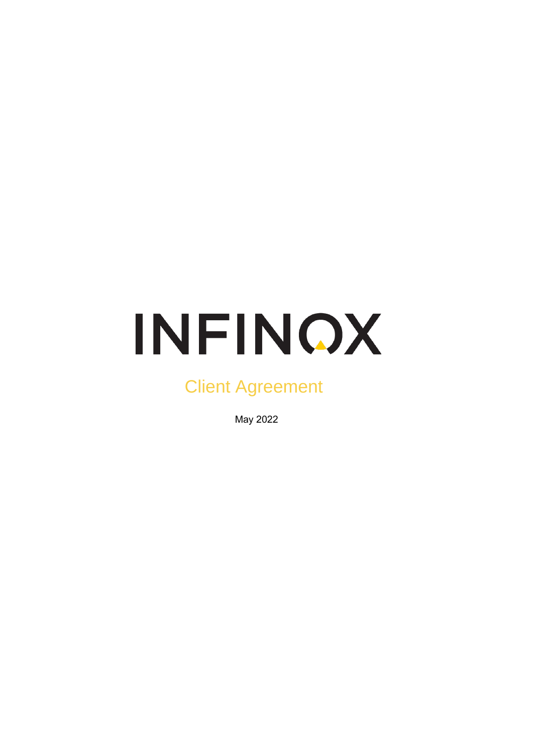# INFINOX

## Client Agreement

May 2022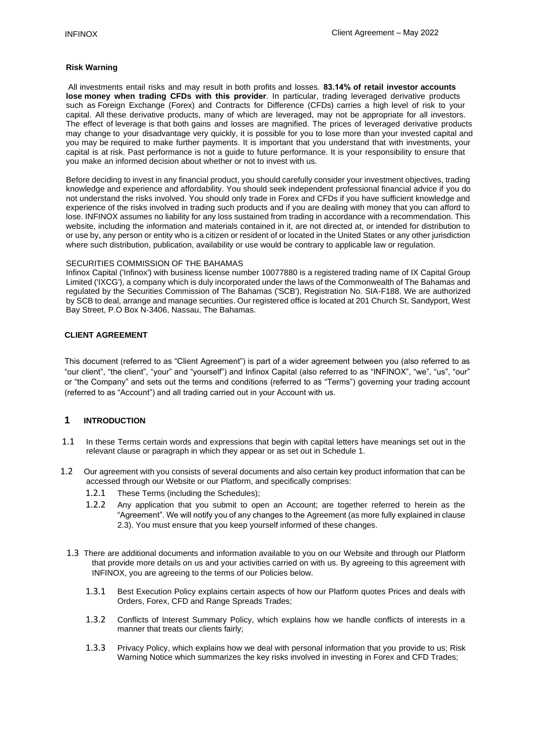**Risk Warning**

All investments entail risks and may result in both profits and losses. **83.14% of retail investor accounts lose money when trading CFDs with this provider**. In particular, trading leveraged derivative products such as Foreign Exchange (Forex) and Contracts for Difference (CFDs) carries a high level of risk to your capital. All these derivative products, many of which are leveraged, may not be appropriate for all investors. The effect of leverage is that both gains and losses are magnified. The prices of leveraged derivative products may change to your disadvantage very quickly, it is possible for you to lose more than your invested capital and you may be required to make further payments. It is important that you understand that with investments, your capital is at risk. Past performance is not a guide to future performance. It is your responsibility to ensure that you make an informed decision about whether or not to invest with us.

Before deciding to invest in any financial product, you should carefully consider your investment objectives, trading knowledge and experience and affordability. You should seek independent professional financial advice if you do not understand the risks involved. You should only trade in Forex and CFDs if you have sufficient knowledge and experience of the risks involved in trading such products and if you are dealing with money that you can afford to lose. INFINOX assumes no liability for any loss sustained from trading in accordance with a recommendation. This website, including the information and materials contained in it, are not directed at, or intended for distribution to or use by, any person or entity who is a citizen or resident of or located in the United States or any other jurisdiction where such distribution, publication, availability or use would be contrary to applicable law or regulation.

SECURITIES COMMISSION OF THE BAHAMAS

Infinox Capital ('Infinox') with business license number 10077880 is a registered trading name of IX Capital Group Limited ('IXCG'), a company which is duly incorporated under the laws of the Commonwealth of The Bahamas and regulated by the Securities Commission of The Bahamas ('SCB'), Registration No. SIA-F188. We are authorized by SCB to deal, arrange and manage securities. Our registered office is located at 201 Church St, Sandyport, West Bay Street, P.O Box N-3406, Nassau, The Bahamas.

**CLIENT AGREEMENT**

This document (referred to as "Client Agreement") is part of a wider agreement between you (also referred to as "our client", "the client", "your" and "yourself") and Infinox Capital (also referred to as "INFINOX", "we", "us", "our" or "the Company" and sets out the terms and conditions (referred to as "Terms") governing your trading account (referred to as "Account") and all trading carried out in your Account with us.

## 1 INTRODUCTION

1.1 In these Terms certain words and expressions that begin with capital letters have meanings set out in the relevant clause or paragraph in which they appear or as set out in Schedule 1.

1.2 Our agreement with you consists of several documents and also certain key product information that can be accessed through our Website or our Platform, and specifically comprises:

- 1.2.1 These Terms (including the Schedules);
- 1.2.2 Any application that you submit to open an Account; are together referred to herein as the "Agreement". We will notify you of any changes to the Agreement (as more fully explained in clause 2.3). You must ensure that you keep yourself informed of these changes.

1.3 There are additional documents and information available to you on our Website and through our Platform that provide more details on us and your activities carried on with us. By agreeing to this agreement with INFINOX, you are agreeing to the terms of our Policies below.

- 1.3.1 Best Execution Policy explains certain aspects of how our Platform quotes Prices and deals with Orders, Forex, CFD and Range Spreads Trades;
- 1.3.2 Conflicts of Interest Summary Policy, which explains how we handle conflicts of interests in a manner that treats our clients fairly;
- 1.3.3 Privacy Policy, which explains how we deal with personal information that you provide to us; Risk Warning Notice which summarizes the key risks involved in investing in Forex and CFD Trades;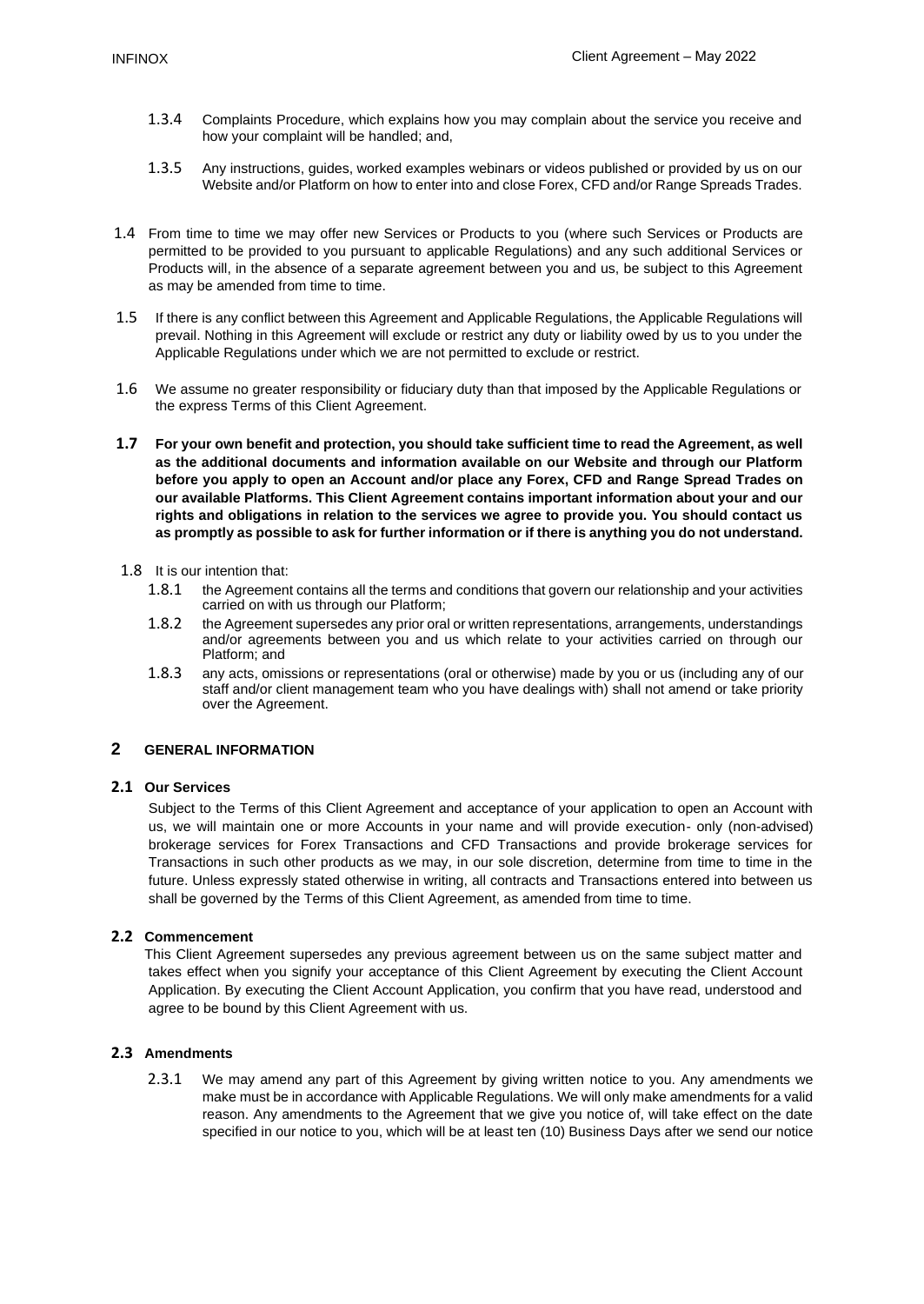1.3.4 Complaints Procedure, which explains how you may complain about the service you receive and how your complaint will be handled; and,

1.3.5 Any instructions, guides, worked examples webinars or videos published or provided by us on our Website and/or Platform on how to enter into and close Forex, CFD and/or Range Spreads Trades.

1.4 From time to time we may offer new Services or Products to you (where such Services or Products are permitted to be provided to you pursuant to applicable Regulations) and any such additional Services or Products will, in the absence of a separate agreement between you and us, be subject to this Agreement as may be amended from time to time.

1.5 If there is any conflict between this Agreement and Applicable Regulations, the Applicable Regulations will prevail. Nothing in this Agreement will exclude or restrict any duty or liability owed by us to you under the Applicable Regulations under which we are not permitted to exclude or restrict.

1.6 We assume no greater responsibility or fiduciary duty than that imposed by the Applicable Regulations or the express Terms of this Client Agreement.

**1.7 For your own benefit and protection, you should take sufficient time to read the Agreement, as well as the additional documents and information available on our Website and through our Platform before you apply to open an Account and/or place any Forex, CFD and Range Spread Trades on our available Platforms. This Client Agreement contains important information about your and our rights and obligations in relation to the services we agree to provide you. You should contact us as promptly as possible to ask for further information or if there is anything you do not understand.**

1.8 It is our intention that:

1.8.1 the Agreement contains all the terms and conditions that govern our relationship and your activities carried on with us through our Platform;

1.8.2 the Agreement supersedes any prior oral or written representations, arrangements, understandings and/or agreements between you and us which relate to your activities carried on through our Platform; and

1.8.3 any acts, omissions or representations (oral or otherwise) made by you or us (including any of our staff and/or client management team who you have dealings with) shall not amend or take priority over the Agreement.

## 2 GENERAL INFORMATION

### 2.1 Our Services

Subject to the Terms of this Client Agreement and acceptance of your application to open an Account with us, we will maintain one or more Accounts in your name and will provide execution- only (non-advised) brokerage services for Forex Transactions and CFD Transactions and provide brokerage services for Transactions in such other products as we may, in our sole discretion, determine from time to time in the future. Unless expressly stated otherwise in writing, all contracts and Transactions entered into between us shall be governed by the Terms of this Client Agreement, as amended from time to time.

### 2.2 Commencement

This Client Agreement supersedes any previous agreement between us on the same subject matter and takes effect when you signify your acceptance of this Client Agreement by executing the Client Account Application. By executing the Client Account Application, you confirm that you have read, understood and agree to be bound by this Client Agreement with us.

### 2.3 Amendments

2.3.1 We may amend any part of this Agreement by giving written notice to you. Any amendments we make must be in accordance with Applicable Regulations. We will only make amendments for a valid reason. Any amendments to the Agreement that we give you notice of, will take effect on the date specified in our notice to you, which will be at least ten (10) Business Days after we send our notice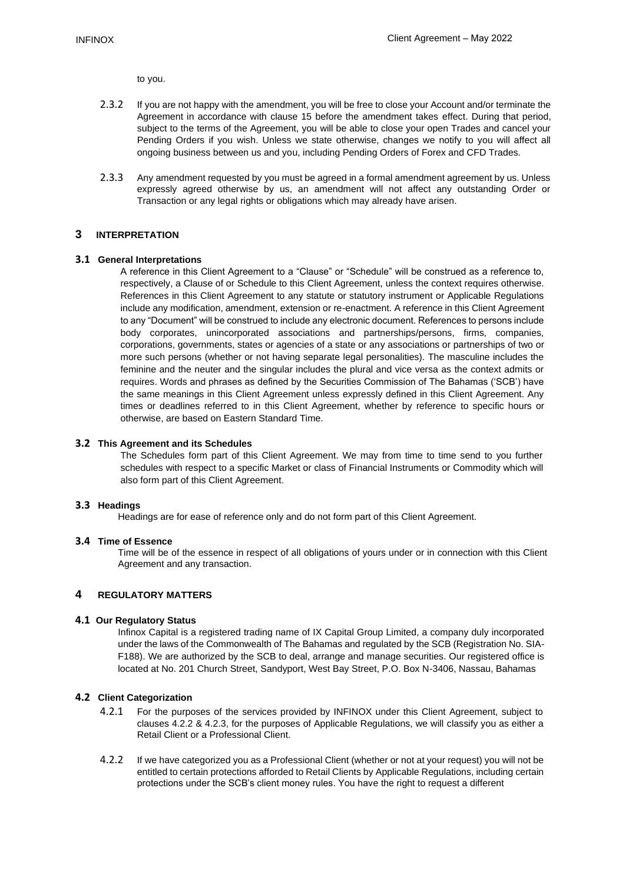to you.

2.3.2 If you are not happy with the amendment, you will be free to close your Account and/or terminate the Agreement in accordance with clause 15 before the amendment takes effect. During that period, subject to the terms of the Agreement, you will be able to close your open Trades and cancel your Pending Orders if you wish. Unless we state otherwise, changes we notify to you will affect all ongoing business between us and you, including Pending Orders of Forex and CFD Trades.

2.3.3 Any amendment requested by you must be agreed in a formal amendment agreement by us. Unless expressly agreed otherwise by us, an amendment will not affect any outstanding Order or Transaction or any legal rights or obligations which may already have arisen.

## 3 INTERPRETATION

### 3.1 General Interpretations

A reference in this Client Agreement to a "Clause" or "Schedule" will be construed as a reference to, respectively, a Clause of or Schedule to this Client Agreement, unless the context requires otherwise. References in this Client Agreement to any statute or statutory instrument or Applicable Regulations include any modification, amendment, extension or re-enactment. A reference in this Client Agreement to any "Document" will be construed to include any electronic document. References to persons include body corporates, unincorporated associations and partnerships/persons, firms, companies, corporations, governments, states or agencies of a state or any associations or partnerships of two or more such persons (whether or not having separate legal personalities). The masculine includes the feminine and the neuter and the singular includes the plural and vice versa as the context admits or requires. Words and phrases as defined by the Securities Commission of The Bahamas ('SCB') have the same meanings in this Client Agreement unless expressly defined in this Client Agreement. Any times or deadlines referred to in this Client Agreement, whether by reference to specific hours or otherwise, are based on Eastern Standard Time.

### 3.2 This Agreement and its Schedules

The Schedules form part of this Client Agreement. We may from time to time send to you further schedules with respect to a specific Market or class of Financial Instruments or Commodity which will also form part of this Client Agreement.

### 3.3 Headings

Headings are for ease of reference only and do not form part of this Client Agreement.

### 3.4 Time of Essence

Time will be of the essence in respect of all obligations of yours under or in connection with this Client Agreement and any transaction.

## 4 REGULATORY MATTERS

### 4.1 Our Regulatory Status

Infinox Capital is a registered trading name of IX Capital Group Limited, a company duly incorporated under the laws of the Commonwealth of The Bahamas and regulated by the SCB (Registration No. SIA-F188). We are authorized by the SCB to deal, arrange and manage securities. Our registered office is located at No. 201 Church Street, Sandyport, West Bay Street, P.O. Box N-3406, Nassau, Bahamas

### 4.2 Client Categorization

4.2.1 For the purposes of the services provided by INFINOX under this Client Agreement, subject to clauses 4.2.2 & 4.2.3, for the purposes of Applicable Regulations, we will classify you as either a Retail Client or a Professional Client.

4.2.2 If we have categorized you as a Professional Client (whether or not at your request) you will not be entitled to certain protections afforded to Retail Clients by Applicable Regulations, including certain protections under the SCB's client money rules. You have the right to request a different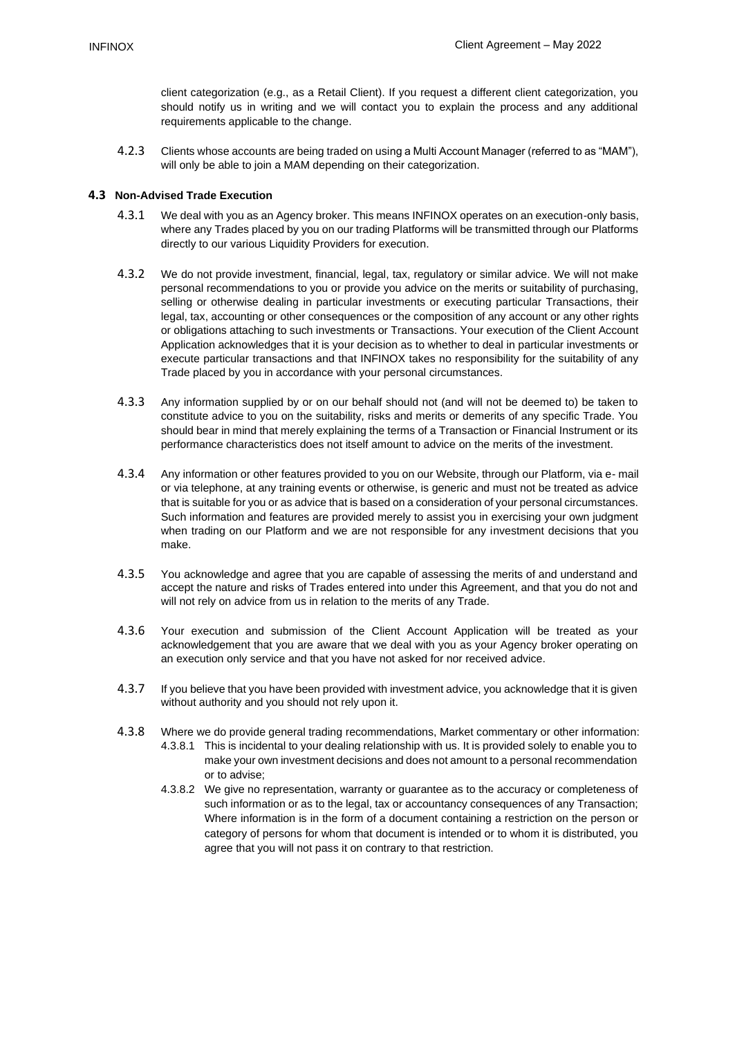client categorization (e.g., as a Retail Client). If you request a different client categorization, you should notify us in writing and we will contact you to explain the process and any additional requirements applicable to the change.

4.2.3 Clients whose accounts are being traded on using a Multi Account Manager (referred to as "MAM"), will only be able to join a MAM depending on their categorization.

### 4.3 Non-Advised Trade Execution

4.3.1 We deal with you as an Agency broker. This means INFINOX operates on an execution-only basis, where any Trades placed by you on our trading Platforms will be transmitted through our Platforms directly to our various Liquidity Providers for execution.

4.3.2 We do not provide investment, financial, legal, tax, regulatory or similar advice. We will not make personal recommendations to you or provide you advice on the merits or suitability of purchasing, selling or otherwise dealing in particular investments or executing particular Transactions, their legal, tax, accounting or other consequences or the composition of any account or any other rights or obligations attaching to such investments or Transactions. Your execution of the Client Account Application acknowledges that it is your decision as to whether to deal in particular investments or execute particular transactions and that INFINOX takes no responsibility for the suitability of any Trade placed by you in accordance with your personal circumstances.

4.3.3 Any information supplied by or on our behalf should not (and will not be deemed to) be taken to constitute advice to you on the suitability, risks and merits or demerits of any specific Trade. You should bear in mind that merely explaining the terms of a Transaction or Financial Instrument or its performance characteristics does not itself amount to advice on the merits of the investment.

4.3.4 Any information or other features provided to you on our Website, through our Platform, via e- mail or via telephone, at any training events or otherwise, is generic and must not be treated as advice that is suitable for you or as advice that is based on a consideration of your personal circumstances. Such information and features are provided merely to assist you in exercising your own judgment when trading on our Platform and we are not responsible for any investment decisions that you make.

4.3.5 You acknowledge and agree that you are capable of assessing the merits of and understand and accept the nature and risks of Trades entered into under this Agreement, and that you do not and will not rely on advice from us in relation to the merits of any Trade.

4.3.6 Your execution and submission of the Client Account Application will be treated as your acknowledgement that you are aware that we deal with you as your Agency broker operating on an execution only service and that you have not asked for nor received advice.

4.3.7 If you believe that you have been provided with investment advice, you acknowledge that it is given without authority and you should not rely upon it.

4.3.8 Where we do provide general trading recommendations, Market commentary or other information:

4.3.8.1 This is incidental to your dealing relationship with us. It is provided solely to enable you to make your own investment decisions and does not amount to a personal recommendation or to advise;

4.3.8.2 We give no representation, warranty or guarantee as to the accuracy or completeness of such information or as to the legal, tax or accountancy consequences of any Transaction; Where information is in the form of a document containing a restriction on the person or category of persons for whom that document is intended or to whom it is distributed, you agree that you will not pass it on contrary to that restriction.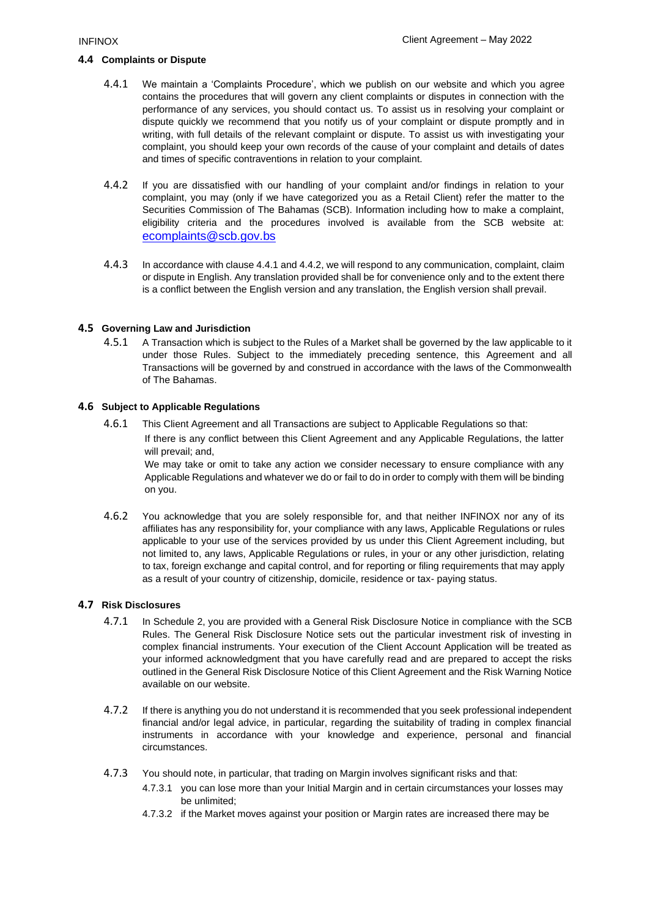### 4.4 Complaints or Dispute

4.4.1 We maintain a 'Complaints Procedure', which we publish on our website and which you agree contains the procedures that will govern any client complaints or disputes in connection with the performance of any services, you should contact us. To assist us in resolving your complaint or dispute quickly we recommend that you notify us of your complaint or dispute promptly and in writing, with full details of the relevant complaint or dispute. To assist us with investigating your complaint, you should keep your own records of the cause of your complaint and details of dates and times of specific contraventions in relation to your complaint.

4.4.2 If you are dissatisfied with our handling of your complaint and/or findings in relation to your complaint, you may (only if we have categorized you as a Retail Client) refer the matter to the Securities Commission of The Bahamas (SCB). Information including how to make a complaint, eligibility criteria and the procedures involved is available from the SCB website at: ecomplaints@scb.gov.bs

4.4.3 In accordance with clause 4.4.1 and 4.4.2, we will respond to any communication, complaint, claim or dispute in English. Any translation provided shall be for convenience only and to the extent there is a conflict between the English version and any translation, the English version shall prevail.

### 4.5 Governing Law and Jurisdiction

4.5.1 A Transaction which is subject to the Rules of a Market shall be governed by the law applicable to it under those Rules. Subject to the immediately preceding sentence, this Agreement and all Transactions will be governed by and construed in accordance with the laws of the Commonwealth of The Bahamas.

### 4.6 Subject to Applicable Regulations

4.6.1 This Client Agreement and all Transactions are subject to Applicable Regulations so that:

If there is any conflict between this Client Agreement and any Applicable Regulations, the latter will prevail; and,

We may take or omit to take any action we consider necessary to ensure compliance with any Applicable Regulations and whatever we do or fail to do in order to comply with them will be binding on you.

4.6.2 You acknowledge that you are solely responsible for, and that neither INFINOX nor any of its affiliates has any responsibility for, your compliance with any laws, Applicable Regulations or rules applicable to your use of the services provided by us under this Client Agreement including, but not limited to, any laws, Applicable Regulations or rules, in your or any other jurisdiction, relating to tax, foreign exchange and capital control, and for reporting or filing requirements that may apply as a result of your country of citizenship, domicile, residence or tax- paying status.

### 4.7 Risk Disclosures

4.7.1 In Schedule 2, you are provided with a General Risk Disclosure Notice in compliance with the SCB Rules. The General Risk Disclosure Notice sets out the particular investment risk of investing in complex financial instruments. Your execution of the Client Account Application will be treated as your informed acknowledgment that you have carefully read and are prepared to accept the risks outlined in the General Risk Disclosure Notice of this Client Agreement and the Risk Warning Notice available on our website.

4.7.2 If there is anything you do not understand it is recommended that you seek professional independent financial and/or legal advice, in particular, regarding the suitability of trading in complex financial instruments in accordance with your knowledge and experience, personal and financial circumstances.

4.7.3 You should note, in particular, that trading on Margin involves significant risks and that:

4.7.3.1 you can lose more than your Initial Margin and in certain circumstances your losses may be unlimited;

4.7.3.2 if the Market moves against your position or Margin rates are increased there may be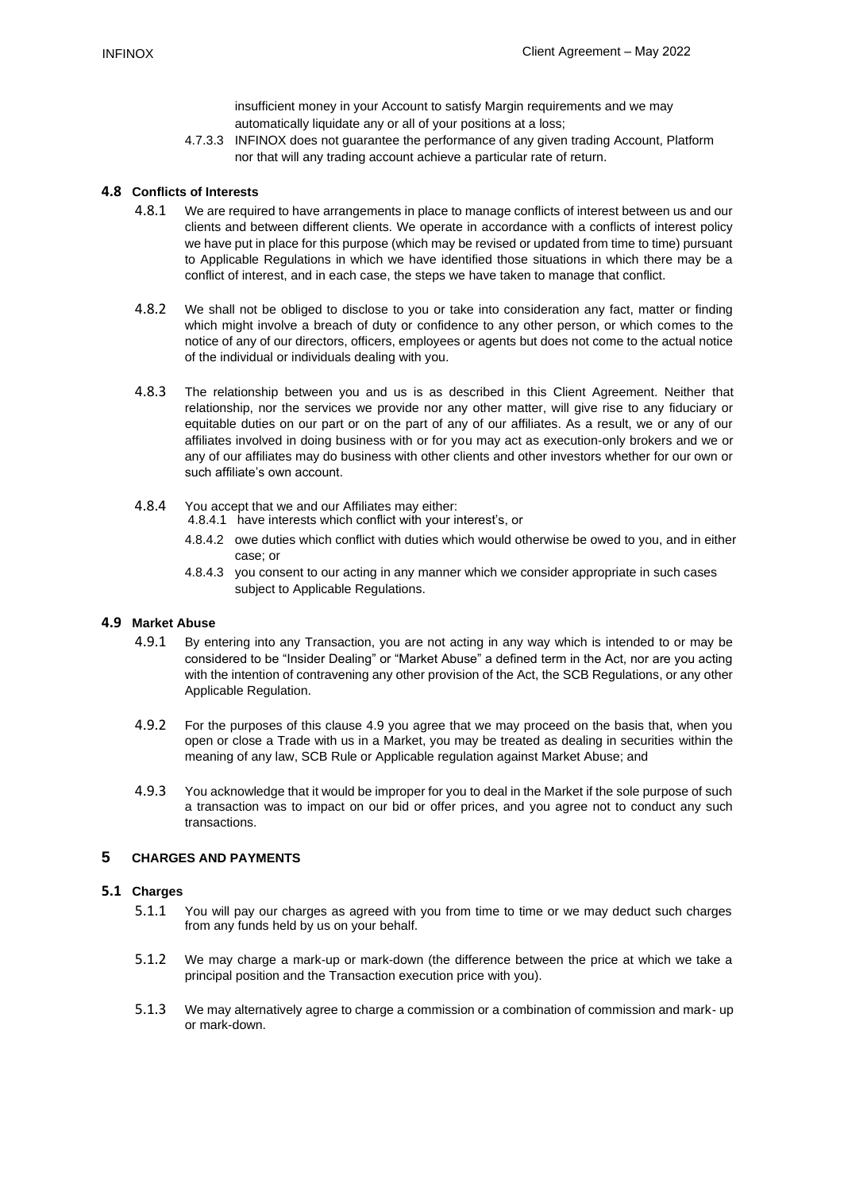insufficient money in your Account to satisfy Margin requirements and we may automatically liquidate any or all of your positions at a loss;

4.7.3.3 INFINOX does not guarantee the performance of any given trading Account, Platform nor that will any trading account achieve a particular rate of return.

## 4.8 Conflicts of Interests

4.8.1 We are required to have arrangements in place to manage conflicts of interest between us and our clients and between different clients. We operate in accordance with a conflicts of interest policy we have put in place for this purpose (which may be revised or updated from time to time) pursuant to Applicable Regulations in which we have identified those situations in which there may be a conflict of interest, and in each case, the steps we have taken to manage that conflict.

4.8.2 We shall not be obliged to disclose to you or take into consideration any fact, matter or finding which might involve a breach of duty or confidence to any other person, or which comes to the notice of any of our directors, officers, employees or agents but does not come to the actual notice of the individual or individuals dealing with you.

4.8.3 The relationship between you and us is as described in this Client Agreement. Neither that relationship, nor the services we provide nor any other matter, will give rise to any fiduciary or equitable duties on our part or on the part of any of our affiliates. As a result, we or any of our affiliates involved in doing business with or for you may act as execution-only brokers and we or any of our affiliates may do business with other clients and other investors whether for our own or such affiliate's own account.

4.8.4 You accept that we and our Affiliates may either:

4.8.4.1 have interests which conflict with your interest's, or

4.8.4.2 owe duties which conflict with duties which would otherwise be owed to you, and in either case; or

4.8.4.3 you consent to our acting in any manner which we consider appropriate in such cases subject to Applicable Regulations.

## 4.9 Market Abuse

4.9.1 By entering into any Transaction, you are not acting in any way which is intended to or may be considered to be "Insider Dealing" or "Market Abuse" a defined term in the Act, nor are you acting with the intention of contravening any other provision of the Act, the SCB Regulations, or any other Applicable Regulation.

4.9.2 For the purposes of this clause 4.9 you agree that we may proceed on the basis that, when you open or close a Trade with us in a Market, you may be treated as dealing in securities within the meaning of any law, SCB Rule or Applicable regulation against Market Abuse; and

4.9.3 You acknowledge that it would be improper for you to deal in the Market if the sole purpose of such a transaction was to impact on our bid or offer prices, and you agree not to conduct any such transactions.

# 5 CHARGES AND PAYMENTS

## 5.1 Charges

5.1.1 You will pay our charges as agreed with you from time to time or we may deduct such charges from any funds held by us on your behalf.

5.1.2 We may charge a mark-up or mark-down (the difference between the price at which we take a principal position and the Transaction execution price with you).

5.1.3 We may alternatively agree to charge a commission or a combination of commission and mark- up or mark-down.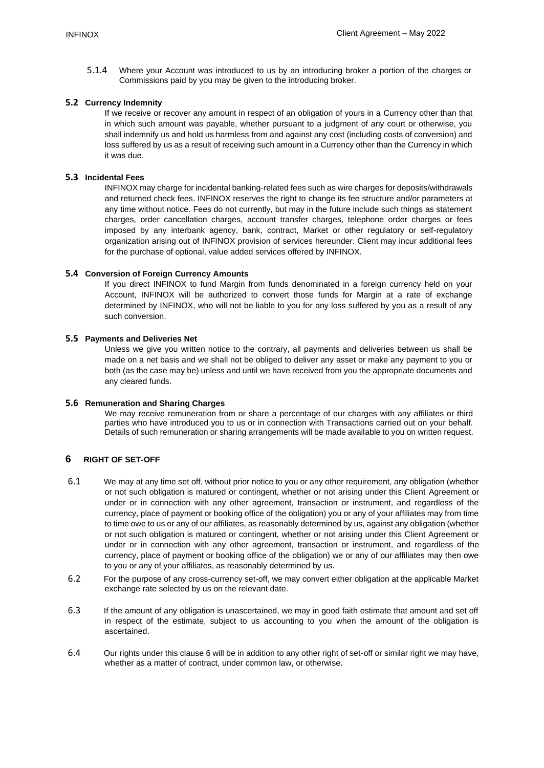5.1.4 Where your Account was introduced to us by an introducing broker a portion of the charges or Commissions paid by you may be given to the introducing broker.

### 5.2 Currency Indemnity

If we receive or recover any amount in respect of an obligation of yours in a Currency other than that in which such amount was payable, whether pursuant to a judgment of any court or otherwise, you shall indemnify us and hold us harmless from and against any cost (including costs of conversion) and loss suffered by us as a result of receiving such amount in a Currency other than the Currency in which it was due.

### 5.3 Incidental Fees

INFINOX may charge for incidental banking-related fees such as wire charges for deposits/withdrawals and returned check fees. INFINOX reserves the right to change its fee structure and/or parameters at any time without notice. Fees do not currently, but may in the future include such things as statement charges, order cancellation charges, account transfer charges, telephone order charges or fees imposed by any interbank agency, bank, contract, Market or other regulatory or self-regulatory organization arising out of INFINOX provision of services hereunder. Client may incur additional fees for the purchase of optional, value added services offered by INFINOX.

### 5.4 Conversion of Foreign Currency Amounts

If you direct INFINOX to fund Margin from funds denominated in a foreign currency held on your Account, INFINOX will be authorized to convert those funds for Margin at a rate of exchange determined by INFINOX, who will not be liable to you for any loss suffered by you as a result of any such conversion.

### 5.5 Payments and Deliveries Net

Unless we give you written notice to the contrary, all payments and deliveries between us shall be made on a net basis and we shall not be obliged to deliver any asset or make any payment to you or both (as the case may be) unless and until we have received from you the appropriate documents and any cleared funds.

### 5.6 Remuneration and Sharing Charges

We may receive remuneration from or share a percentage of our charges with any affiliates or third parties who have introduced you to us or in connection with Transactions carried out on your behalf. Details of such remuneration or sharing arrangements will be made available to you on written request.

## 6 RIGHT OF SET-OFF

6.1 We may at any time set off, without prior notice to you or any other requirement, any obligation (whether or not such obligation is matured or contingent, whether or not arising under this Client Agreement or under or in connection with any other agreement, transaction or instrument, and regardless of the currency, place of payment or booking office of the obligation) you or any of your affiliates may from time to time owe to us or any of our affiliates, as reasonably determined by us, against any obligation (whether or not such obligation is matured or contingent, whether or not arising under this Client Agreement or under or in connection with any other agreement, transaction or instrument, and regardless of the currency, place of payment or booking office of the obligation) we or any of our affiliates may then owe to you or any of your affiliates, as reasonably determined by us.

6.2 For the purpose of any cross-currency set-off, we may convert either obligation at the applicable Market exchange rate selected by us on the relevant date.

6.3 If the amount of any obligation is unascertained, we may in good faith estimate that amount and set off in respect of the estimate, subject to us accounting to you when the amount of the obligation is ascertained.

6.4 Our rights under this clause 6 will be in addition to any other right of set-off or similar right we may have, whether as a matter of contract, under common law, or otherwise.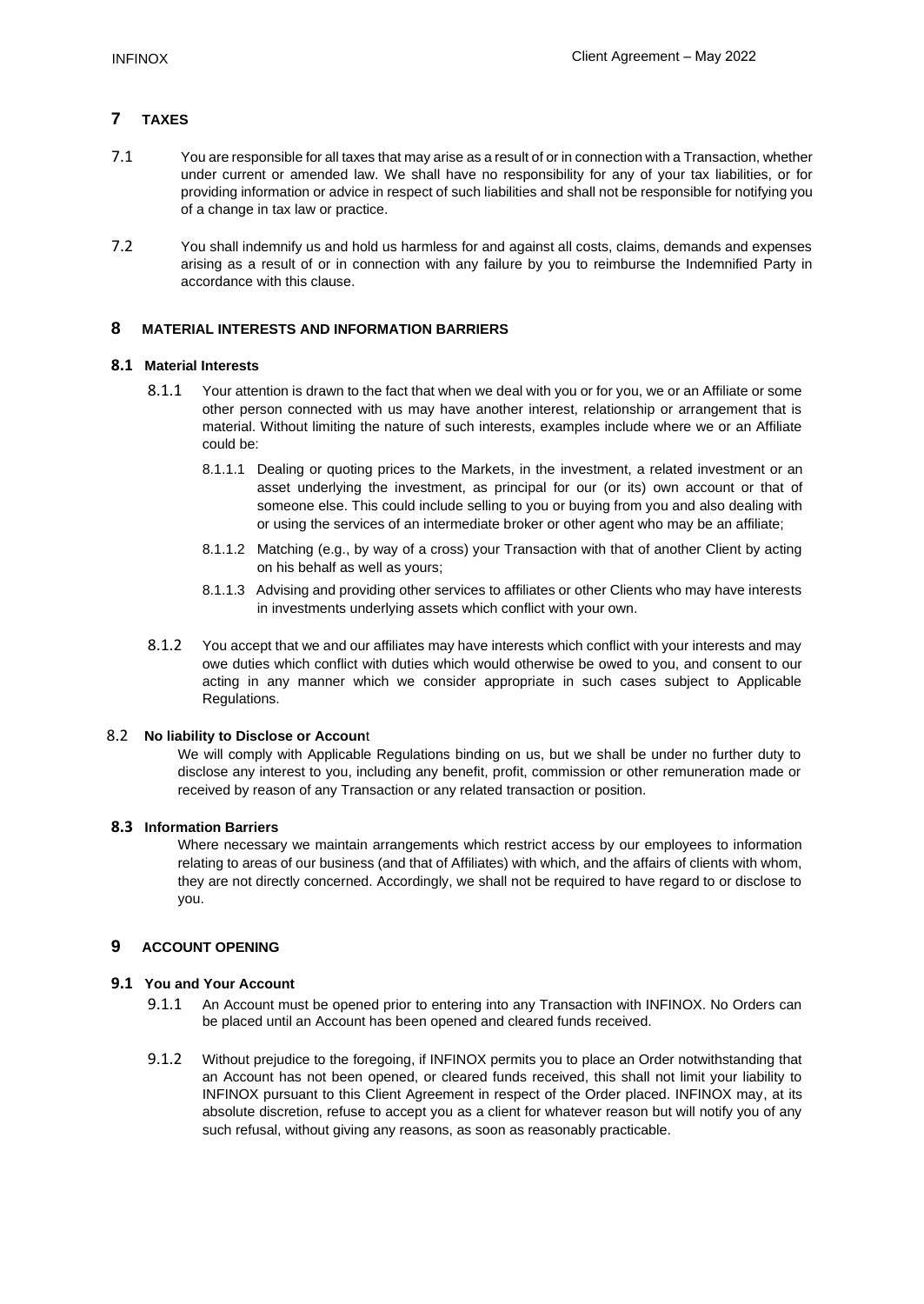## 7 TAXES

7.1 You are responsible for all taxes that may arise as a result of or in connection with a Transaction, whether under current or amended law. We shall have no responsibility for any of your tax liabilities, or for providing information or advice in respect of such liabilities and shall not be responsible for notifying you of a change in tax law or practice.

7.2 You shall indemnify us and hold us harmless for and against all costs, claims, demands and expenses arising as a result of or in connection with any failure by you to reimburse the Indemnified Party in accordance with this clause.

## 8 MATERIAL INTERESTS AND INFORMATION BARRIERS

### 8.1 Material Interests

8.1.1 Your attention is drawn to the fact that when we deal with you or for you, we or an Affiliate or some other person connected with us may have another interest, relationship or arrangement that is material. Without limiting the nature of such interests, examples include where we or an Affiliate could be:

8.1.1.1 Dealing or quoting prices to the Markets, in the investment, a related investment or an asset underlying the investment, as principal for our (or its) own account or that of someone else. This could include selling to you or buying from you and also dealing with or using the services of an intermediate broker or other agent who may be an affiliate;

8.1.1.2 Matching (e.g., by way of a cross) your Transaction with that of another Client by acting on his behalf as well as yours;

8.1.1.3 Advising and providing other services to affiliates or other Clients who may have interests in investments underlying assets which conflict with your own.

8.1.2 You accept that we and our affiliates may have interests which conflict with your interests and may owe duties which conflict with duties which would otherwise be owed to you, and consent to our acting in any manner which we consider appropriate in such cases subject to Applicable Regulations.

### 8.2 No liability to Disclose or Account

We will comply with Applicable Regulations binding on us, but we shall be under no further duty to disclose any interest to you, including any benefit, profit, commission or other remuneration made or received by reason of any Transaction or any related transaction or position.

### 8.3 Information Barriers

Where necessary we maintain arrangements which restrict access by our employees to information relating to areas of our business (and that of Affiliates) with which, and the affairs of clients with whom, they are not directly concerned. Accordingly, we shall not be required to have regard to or disclose to you.

## 9 ACCOUNT OPENING

### 9.1 You and Your Account

9.1.1 An Account must be opened prior to entering into any Transaction with INFINOX. No Orders can be placed until an Account has been opened and cleared funds received.

9.1.2 Without prejudice to the foregoing, if INFINOX permits you to place an Order notwithstanding that an Account has not been opened, or cleared funds received, this shall not limit your liability to INFINOX pursuant to this Client Agreement in respect of the Order placed. INFINOX may, at its absolute discretion, refuse to accept you as a client for whatever reason but will notify you of any such refusal, without giving any reasons, as soon as reasonably practicable.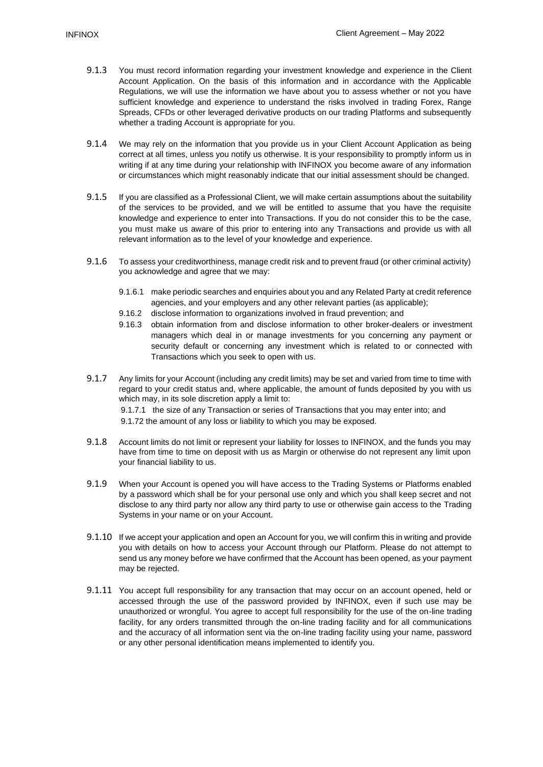9.1.3 You must record information regarding your investment knowledge and experience in the Client Account Application. On the basis of this information and in accordance with the Applicable Regulations, we will use the information we have about you to assess whether or not you have sufficient knowledge and experience to understand the risks involved in trading Forex, Range Spreads, CFDs or other leveraged derivative products on our trading Platforms and subsequently whether a trading Account is appropriate for you.

9.1.4 We may rely on the information that you provide us in your Client Account Application as being correct at all times, unless you notify us otherwise. It is your responsibility to promptly inform us in writing if at any time during your relationship with INFINOX you become aware of any information or circumstances which might reasonably indicate that our initial assessment should be changed.

9.1.5 If you are classified as a Professional Client, we will make certain assumptions about the suitability of the services to be provided, and we will be entitled to assume that you have the requisite knowledge and experience to enter into Transactions. If you do not consider this to be the case, you must make us aware of this prior to entering into any Transactions and provide us with all relevant information as to the level of your knowledge and experience.

9.1.6 To assess your creditworthiness, manage credit risk and to prevent fraud (or other criminal activity) you acknowledge and agree that we may:

9.1.6.1 make periodic searches and enquiries about you and any Related Party at credit reference agencies, and your employers and any other relevant parties (as applicable);

9.16.2 disclose information to organizations involved in fraud prevention; and

9.16.3 obtain information from and disclose information to other broker-dealers or investment managers which deal in or manage investments for you concerning any payment or security default or concerning any investment which is related to or connected with Transactions which you seek to open with us.

9.1.7 Any limits for your Account (including any credit limits) may be set and varied from time to time with regard to your credit status and, where applicable, the amount of funds deposited by you with us which may, in its sole discretion apply a limit to:

9.1.7.1 the size of any Transaction or series of Transactions that you may enter into; and

9.1.72 the amount of any loss or liability to which you may be exposed.

9.1.8 Account limits do not limit or represent your liability for losses to INFINOX, and the funds you may have from time to time on deposit with us as Margin or otherwise do not represent any limit upon your financial liability to us.

9.1.9 When your Account is opened you will have access to the Trading Systems or Platforms enabled by a password which shall be for your personal use only and which you shall keep secret and not disclose to any third party nor allow any third party to use or otherwise gain access to the Trading Systems in your name or on your Account.

9.1.10 If we accept your application and open an Account for you, we will confirm this in writing and provide you with details on how to access your Account through our Platform. Please do not attempt to send us any money before we have confirmed that the Account has been opened, as your payment may be rejected.

9.1.11 You accept full responsibility for any transaction that may occur on an account opened, held or accessed through the use of the password provided by INFINOX, even if such use may be unauthorized or wrongful. You agree to accept full responsibility for the use of the on-line trading facility, for any orders transmitted through the on-line trading facility and for all communications and the accuracy of all information sent via the on-line trading facility using your name, password or any other personal identification means implemented to identify you.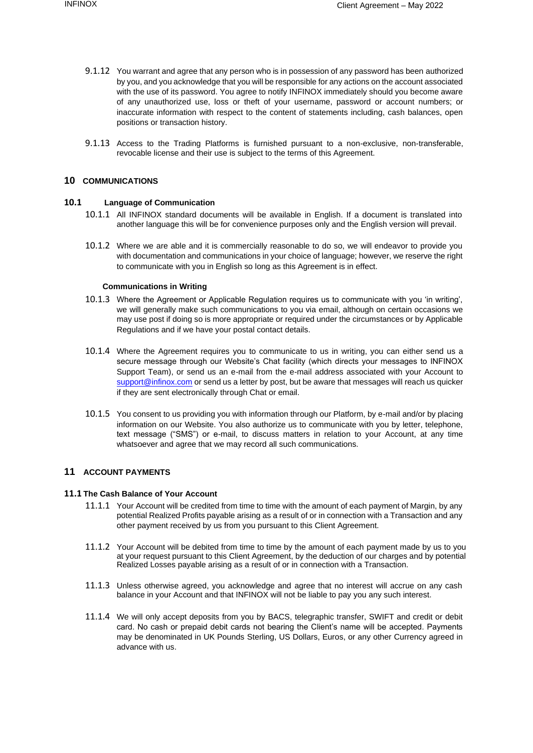9.1.12 You warrant and agree that any person who is in possession of any password has been authorized by you, and you acknowledge that you will be responsible for any actions on the account associated with the use of its password. You agree to notify INFINOX immediately should you become aware of any unauthorized use, loss or theft of your username, password or account numbers; or inaccurate information with respect to the content of statements including, cash balances, open positions or transaction history.

9.1.13 Access to the Trading Platforms is furnished pursuant to a non-exclusive, non-transferable, revocable license and their use is subject to the terms of this Agreement.

## 10 COMMUNICATIONS

### 10.1 Language of Communication

10.1.1 All INFINOX standard documents will be available in English. If a document is translated into another language this will be for convenience purposes only and the English version will prevail.

10.1.2 Where we are able and it is commercially reasonable to do so, we will endeavor to provide you with documentation and communications in your choice of language; however, we reserve the right to communicate with you in English so long as this Agreement is in effect.

**Communications in Writing**

10.1.3 Where the Agreement or Applicable Regulation requires us to communicate with you 'in writing', we will generally make such communications to you via email, although on certain occasions we may use post if doing so is more appropriate or required under the circumstances or by Applicable Regulations and if we have your postal contact details.

10.1.4 Where the Agreement requires you to communicate to us in writing, you can either send us a secure message through our Website's Chat facility (which directs your messages to INFINOX Support Team), or send us an e-mail from the e-mail address associated with your Account to support@infinox.com or send us a letter by post, but be aware that messages will reach us quicker if they are sent electronically through Chat or email.

10.1.5 You consent to us providing you with information through our Platform, by e-mail and/or by placing information on our Website. You also authorize us to communicate with you by letter, telephone, text message ("SMS") or e-mail, to discuss matters in relation to your Account, at any time whatsoever and agree that we may record all such communications.

## 11 ACCOUNT PAYMENTS

### 11.1 The Cash Balance of Your Account

11.1.1 Your Account will be credited from time to time with the amount of each payment of Margin, by any potential Realized Profits payable arising as a result of or in connection with a Transaction and any other payment received by us from you pursuant to this Client Agreement.

11.1.2 Your Account will be debited from time to time by the amount of each payment made by us to you at your request pursuant to this Client Agreement, by the deduction of our charges and by potential Realized Losses payable arising as a result of or in connection with a Transaction.

11.1.3 Unless otherwise agreed, you acknowledge and agree that no interest will accrue on any cash balance in your Account and that INFINOX will not be liable to pay you any such interest.

11.1.4 We will only accept deposits from you by BACS, telegraphic transfer, SWIFT and credit or debit card. No cash or prepaid debit cards not bearing the Client's name will be accepted. Payments may be denominated in UK Pounds Sterling, US Dollars, Euros, or any other Currency agreed in advance with us.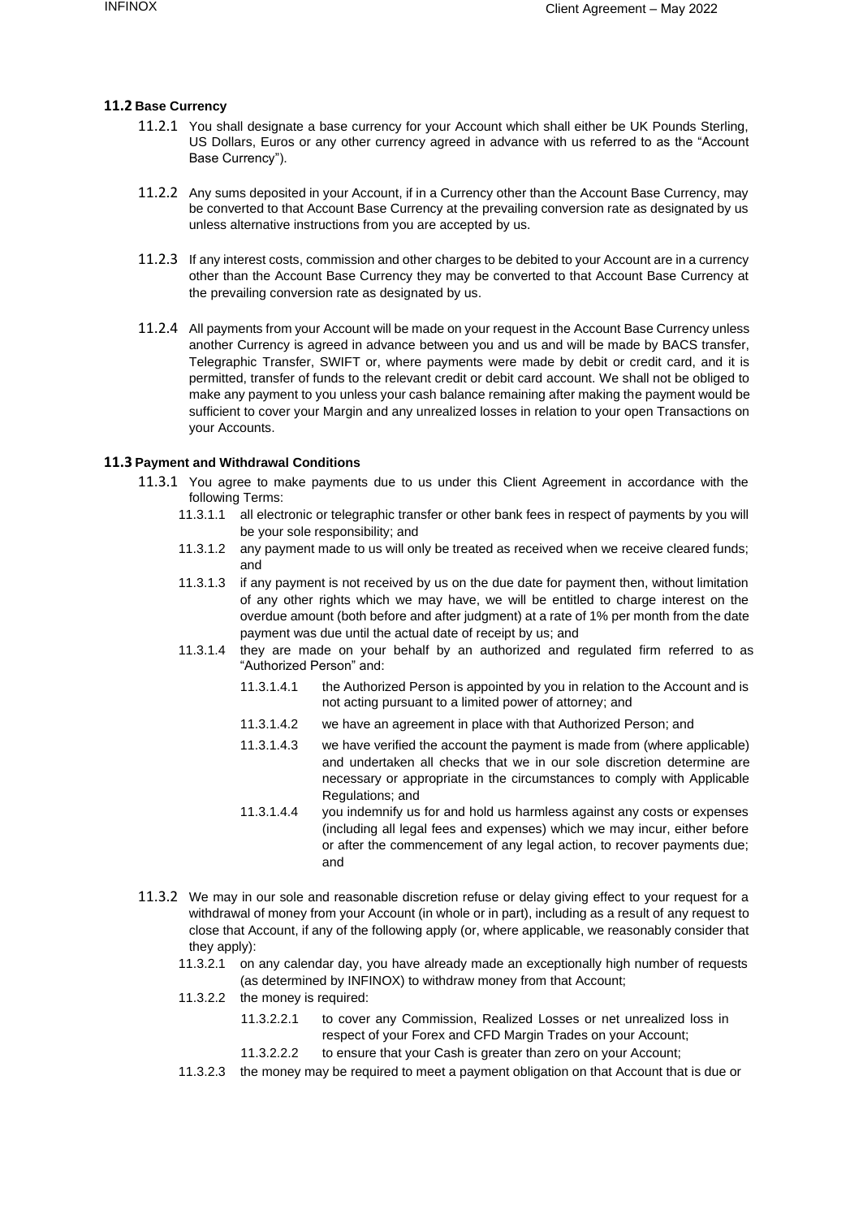### 11.2 Base Currency

11.2.1 You shall designate a base currency for your Account which shall either be UK Pounds Sterling, US Dollars, Euros or any other currency agreed in advance with us referred to as the "Account Base Currency").

11.2.2 Any sums deposited in your Account, if in a Currency other than the Account Base Currency, may be converted to that Account Base Currency at the prevailing conversion rate as designated by us unless alternative instructions from you are accepted by us.

11.2.3 If any interest costs, commission and other charges to be debited to your Account are in a currency other than the Account Base Currency they may be converted to that Account Base Currency at the prevailing conversion rate as designated by us.

11.2.4 All payments from your Account will be made on your request in the Account Base Currency unless another Currency is agreed in advance between you and us and will be made by BACS transfer, Telegraphic Transfer, SWIFT or, where payments were made by debit or credit card, and it is permitted, transfer of funds to the relevant credit or debit card account. We shall not be obliged to make any payment to you unless your cash balance remaining after making the payment would be sufficient to cover your Margin and any unrealized losses in relation to your open Transactions on your Accounts.

### 11.3 Payment and Withdrawal Conditions

11.3.1 You agree to make payments due to us under this Client Agreement in accordance with the following Terms:

- 11.3.1.1 all electronic or telegraphic transfer or other bank fees in respect of payments by you will be your sole responsibility; and
- 11.3.1.2 any payment made to us will only be treated as received when we receive cleared funds; and
- 11.3.1.3 if any payment is not received by us on the due date for payment then, without limitation of any other rights which we may have, we will be entitled to charge interest on the overdue amount (both before and after judgment) at a rate of 1% per month from the date payment was due until the actual date of receipt by us; and
- 11.3.1.4 they are made on your behalf by an authorized and regulated firm referred to as "Authorized Person" and:
  - 11.3.1.4.1 the Authorized Person is appointed by you in relation to the Account and is not acting pursuant to a limited power of attorney; and
  - 11.3.1.4.2 we have an agreement in place with that Authorized Person; and
  - 11.3.1.4.3 we have verified the account the payment is made from (where applicable) and undertaken all checks that we in our sole discretion determine are necessary or appropriate in the circumstances to comply with Applicable Regulations; and
  - 11.3.1.4.4 you indemnify us for and hold us harmless against any costs or expenses (including all legal fees and expenses) which we may incur, either before or after the commencement of any legal action, to recover payments due; and

11.3.2 We may in our sole and reasonable discretion refuse or delay giving effect to your request for a withdrawal of money from your Account (in whole or in part), including as a result of any request to close that Account, if any of the following apply (or, where applicable, we reasonably consider that they apply):

- 11.3.2.1 on any calendar day, you have already made an exceptionally high number of requests (as determined by INFINOX) to withdraw money from that Account;
- 11.3.2.2 the money is required:
  - 11.3.2.2.1 to cover any Commission, Realized Losses or net unrealized loss in respect of your Forex and CFD Margin Trades on your Account;
  - 11.3.2.2.2 to ensure that your Cash is greater than zero on your Account;
- 11.3.2.3 the money may be required to meet a payment obligation on that Account that is due or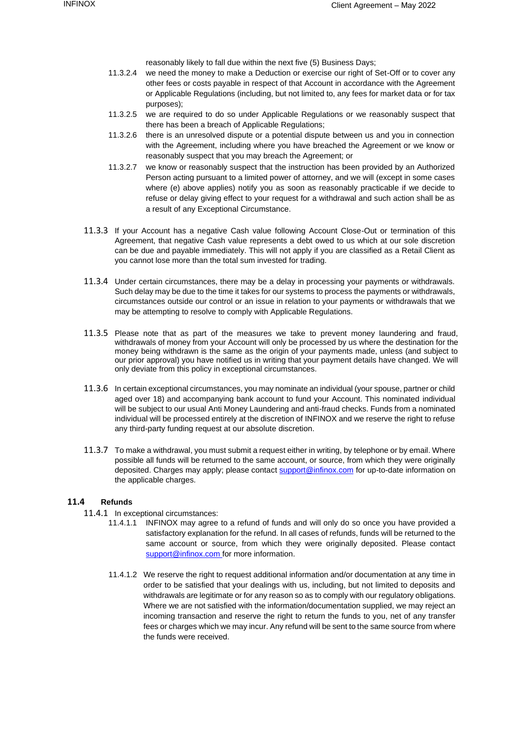reasonably likely to fall due within the next five (5) Business Days;

11.3.2.4 we need the money to make a Deduction or exercise our right of Set-Off or to cover any other fees or costs payable in respect of that Account in accordance with the Agreement or Applicable Regulations (including, but not limited to, any fees for market data or for tax purposes);

11.3.2.5 we are required to do so under Applicable Regulations or we reasonably suspect that there has been a breach of Applicable Regulations;

11.3.2.6 there is an unresolved dispute or a potential dispute between us and you in connection with the Agreement, including where you have breached the Agreement or we know or reasonably suspect that you may breach the Agreement; or

11.3.2.7 we know or reasonably suspect that the instruction has been provided by an Authorized Person acting pursuant to a limited power of attorney, and we will (except in some cases where (e) above applies) notify you as soon as reasonably practicable if we decide to refuse or delay giving effect to your request for a withdrawal and such action shall be as a result of any Exceptional Circumstance.

11.3.3 If your Account has a negative Cash value following Account Close-Out or termination of this Agreement, that negative Cash value represents a debt owed to us which at our sole discretion can be due and payable immediately. This will not apply if you are classified as a Retail Client as you cannot lose more than the total sum invested for trading.

11.3.4 Under certain circumstances, there may be a delay in processing your payments or withdrawals. Such delay may be due to the time it takes for our systems to process the payments or withdrawals, circumstances outside our control or an issue in relation to your payments or withdrawals that we may be attempting to resolve to comply with Applicable Regulations.

11.3.5 Please note that as part of the measures we take to prevent money laundering and fraud, withdrawals of money from your Account will only be processed by us where the destination for the money being withdrawn is the same as the origin of your payments made, unless (and subject to our prior approval) you have notified us in writing that your payment details have changed. We will only deviate from this policy in exceptional circumstances.

11.3.6 In certain exceptional circumstances, you may nominate an individual (your spouse, partner or child aged over 18) and accompanying bank account to fund your Account. This nominated individual will be subject to our usual Anti Money Laundering and anti-fraud checks. Funds from a nominated individual will be processed entirely at the discretion of INFINOX and we reserve the right to refuse any third-party funding request at our absolute discretion.

11.3.7 To make a withdrawal, you must submit a request either in writing, by telephone or by email. Where possible all funds will be returned to the same account, or source, from which they were originally deposited. Charges may apply; please contact support@infinox.com for up-to-date information on the applicable charges.

### 11.4 Refunds

11.4.1 In exceptional circumstances:

11.4.1.1 INFINOX may agree to a refund of funds and will only do so once you have provided a satisfactory explanation for the refund. In all cases of refunds, funds will be returned to the same account or source, from which they were originally deposited. Please contact support@infinox.com for more information.

11.4.1.2 We reserve the right to request additional information and/or documentation at any time in order to be satisfied that your dealings with us, including, but not limited to deposits and withdrawals are legitimate or for any reason so as to comply with our regulatory obligations. Where we are not satisfied with the information/documentation supplied, we may reject an incoming transaction and reserve the right to return the funds to you, net of any transfer fees or charges which we may incur. Any refund will be sent to the same source from where the funds were received.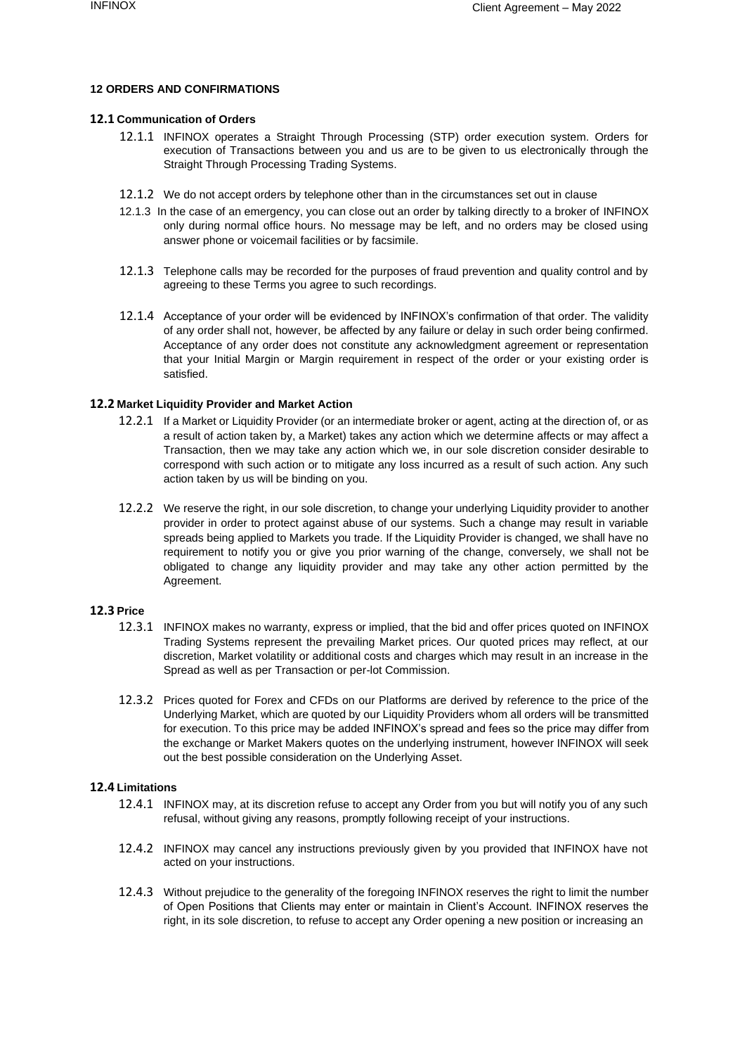## 12 ORDERS AND CONFIRMATIONS

### 12.1 Communication of Orders

12.1.1 INFINOX operates a Straight Through Processing (STP) order execution system. Orders for execution of Transactions between you and us are to be given to us electronically through the Straight Through Processing Trading Systems.

12.1.2 We do not accept orders by telephone other than in the circumstances set out in clause

12.1.3 In the case of an emergency, you can close out an order by talking directly to a broker of INFINOX only during normal office hours. No message may be left, and no orders may be closed using answer phone or voicemail facilities or by facsimile.

12.1.3 Telephone calls may be recorded for the purposes of fraud prevention and quality control and by agreeing to these Terms you agree to such recordings.

12.1.4 Acceptance of your order will be evidenced by INFINOX's confirmation of that order. The validity of any order shall not, however, be affected by any failure or delay in such order being confirmed. Acceptance of any order does not constitute any acknowledgment agreement or representation that your Initial Margin or Margin requirement in respect of the order or your existing order is satisfied.

### 12.2 Market Liquidity Provider and Market Action

12.2.1 If a Market or Liquidity Provider (or an intermediate broker or agent, acting at the direction of, or as a result of action taken by, a Market) takes any action which we determine affects or may affect a Transaction, then we may take any action which we, in our sole discretion consider desirable to correspond with such action or to mitigate any loss incurred as a result of such action. Any such action taken by us will be binding on you.

12.2.2 We reserve the right, in our sole discretion, to change your underlying Liquidity provider to another provider in order to protect against abuse of our systems. Such a change may result in variable spreads being applied to Markets you trade. If the Liquidity Provider is changed, we shall have no requirement to notify you or give you prior warning of the change, conversely, we shall not be obligated to change any liquidity provider and may take any other action permitted by the Agreement.

### 12.3 Price

12.3.1 INFINOX makes no warranty, express or implied, that the bid and offer prices quoted on INFINOX Trading Systems represent the prevailing Market prices. Our quoted prices may reflect, at our discretion, Market volatility or additional costs and charges which may result in an increase in the Spread as well as per Transaction or per-lot Commission.

12.3.2 Prices quoted for Forex and CFDs on our Platforms are derived by reference to the price of the Underlying Market, which are quoted by our Liquidity Providers whom all orders will be transmitted for execution. To this price may be added INFINOX's spread and fees so the price may differ from the exchange or Market Makers quotes on the underlying instrument, however INFINOX will seek out the best possible consideration on the Underlying Asset.

### 12.4 Limitations

12.4.1 INFINOX may, at its discretion refuse to accept any Order from you but will notify you of any such refusal, without giving any reasons, promptly following receipt of your instructions.

12.4.2 INFINOX may cancel any instructions previously given by you provided that INFINOX have not acted on your instructions.

12.4.3 Without prejudice to the generality of the foregoing INFINOX reserves the right to limit the number of Open Positions that Clients may enter or maintain in Client's Account. INFINOX reserves the right, in its sole discretion, to refuse to accept any Order opening a new position or increasing an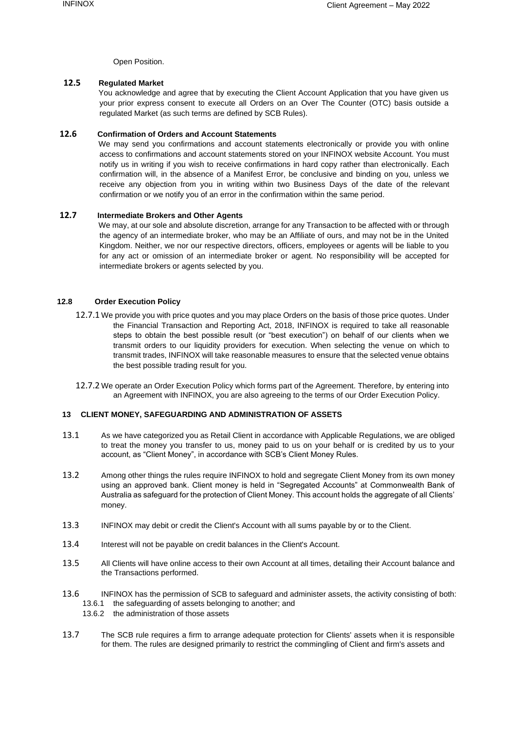Open Position.

**12.5 Regulated Market**

You acknowledge and agree that by executing the Client Account Application that you have given us your prior express consent to execute all Orders on an Over The Counter (OTC) basis outside a regulated Market (as such terms are defined by SCB Rules).

**12.6 Confirmation of Orders and Account Statements**

We may send you confirmations and account statements electronically or provide you with online access to confirmations and account statements stored on your INFINOX website Account. You must notify us in writing if you wish to receive confirmations in hard copy rather than electronically. Each confirmation will, in the absence of a Manifest Error, be conclusive and binding on you, unless we receive any objection from you in writing within two Business Days of the date of the relevant confirmation or we notify you of an error in the confirmation within the same period.

**12.7 Intermediate Brokers and Other Agents**

We may, at our sole and absolute discretion, arrange for any Transaction to be affected with or through the agency of an intermediate broker, who may be an Affiliate of ours, and may not be in the United Kingdom. Neither, we nor our respective directors, officers, employees or agents will be liable to you for any act or omission of an intermediate broker or agent. No responsibility will be accepted for intermediate brokers or agents selected by you.

**12.8 Order Execution Policy**

12.7.1 We provide you with price quotes and you may place Orders on the basis of those price quotes. Under the Financial Transaction and Reporting Act, 2018, INFINOX is required to take all reasonable steps to obtain the best possible result (or "best execution") on behalf of our clients when we transmit orders to our liquidity providers for execution. When selecting the venue on which to transmit trades, INFINOX will take reasonable measures to ensure that the selected venue obtains the best possible trading result for you.

12.7.2 We operate an Order Execution Policy which forms part of the Agreement. Therefore, by entering into an Agreement with INFINOX, you are also agreeing to the terms of our Order Execution Policy.

**13 CLIENT MONEY, SAFEGUARDING AND ADMINISTRATION OF ASSETS**

13.1 As we have categorized you as Retail Client in accordance with Applicable Regulations, we are obliged to treat the money you transfer to us, money paid to us on your behalf or is credited by us to your account, as "Client Money", in accordance with SCB's Client Money Rules.

13.2 Among other things the rules require INFINOX to hold and segregate Client Money from its own money using an approved bank. Client money is held in "Segregated Accounts" at Commonwealth Bank of Australia as safeguard for the protection of Client Money. This account holds the aggregate of all Clients' money.

13.3 INFINOX may debit or credit the Client's Account with all sums payable by or to the Client.

13.4 Interest will not be payable on credit balances in the Client's Account.

13.5 All Clients will have online access to their own Account at all times, detailing their Account balance and the Transactions performed.

13.6 INFINOX has the permission of SCB to safeguard and administer assets, the activity consisting of both:

13.6.1 the safeguarding of assets belonging to another; and

13.6.2 the administration of those assets

13.7 The SCB rule requires a firm to arrange adequate protection for Clients' assets when it is responsible for them. The rules are designed primarily to restrict the commingling of Client and firm's assets and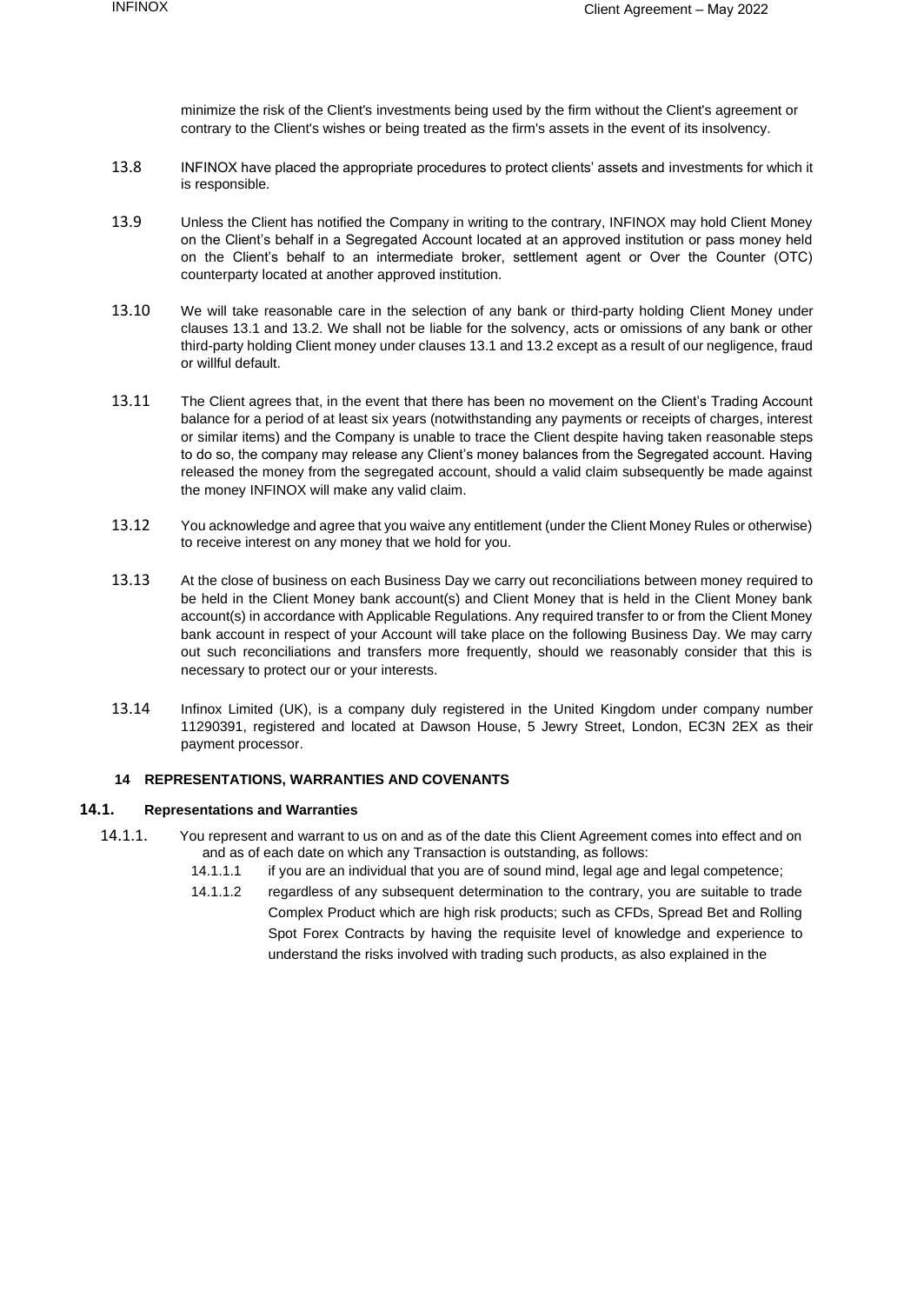minimize the risk of the Client's investments being used by the firm without the Client's agreement or contrary to the Client's wishes or being treated as the firm's assets in the event of its insolvency.

13.8 INFINOX have placed the appropriate procedures to protect clients' assets and investments for which it is responsible.

13.9 Unless the Client has notified the Company in writing to the contrary, INFINOX may hold Client Money on the Client's behalf in a Segregated Account located at an approved institution or pass money held on the Client's behalf to an intermediate broker, settlement agent or Over the Counter (OTC) counterparty located at another approved institution.

13.10 We will take reasonable care in the selection of any bank or third-party holding Client Money under clauses 13.1 and 13.2. We shall not be liable for the solvency, acts or omissions of any bank or other third-party holding Client money under clauses 13.1 and 13.2 except as a result of our negligence, fraud or willful default.

13.11 The Client agrees that, in the event that there has been no movement on the Client's Trading Account balance for a period of at least six years (notwithstanding any payments or receipts of charges, interest or similar items) and the Company is unable to trace the Client despite having taken reasonable steps to do so, the company may release any Client's money balances from the Segregated account. Having released the money from the segregated account, should a valid claim subsequently be made against the money INFINOX will make any valid claim.

13.12 You acknowledge and agree that you waive any entitlement (under the Client Money Rules or otherwise) to receive interest on any money that we hold for you.

13.13 At the close of business on each Business Day we carry out reconciliations between money required to be held in the Client Money bank account(s) and Client Money that is held in the Client Money bank account(s) in accordance with Applicable Regulations. Any required transfer to or from the Client Money bank account in respect of your Account will take place on the following Business Day. We may carry out such reconciliations and transfers more frequently, should we reasonably consider that this is necessary to protect our or your interests.

13.14 Infinox Limited (UK), is a company duly registered in the United Kingdom under company number 11290391, registered and located at Dawson House, 5 Jewry Street, London, EC3N 2EX as their payment processor.

## 14 REPRESENTATIONS, WARRANTIES AND COVENANTS

### 14.1. Representations and Warranties

14.1.1. You represent and warrant to us on and as of the date this Client Agreement comes into effect and on and as of each date on which any Transaction is outstanding, as follows:

14.1.1.1 if you are an individual that you are of sound mind, legal age and legal competence;

14.1.1.2 regardless of any subsequent determination to the contrary, you are suitable to trade Complex Product which are high risk products; such as CFDs, Spread Bet and Rolling Spot Forex Contracts by having the requisite level of knowledge and experience to understand the risks involved with trading such products, as also explained in the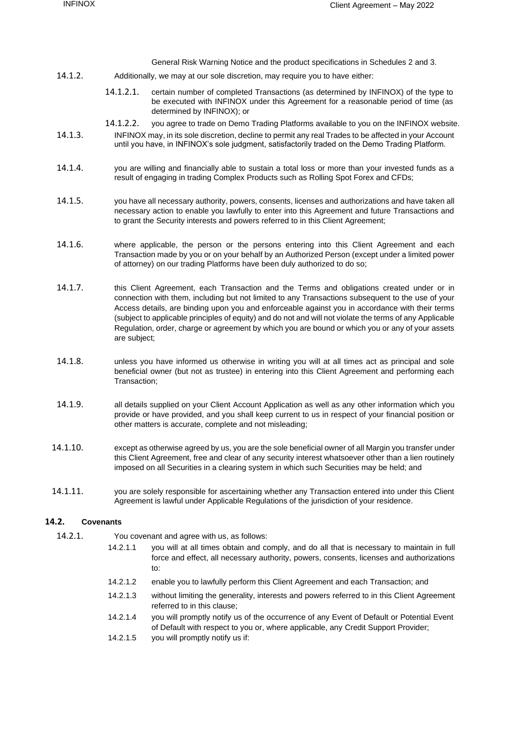General Risk Warning Notice and the product specifications in Schedules 2 and 3.

14.1.2. Additionally, we may at our sole discretion, may require you to have either:

14.1.2.1. certain number of completed Transactions (as determined by INFINOX) of the type to be executed with INFINOX under this Agreement for a reasonable period of time (as determined by INFINOX); or

14.1.2.2. you agree to trade on Demo Trading Platforms available to you on the INFINOX website.

14.1.3. INFINOX may, in its sole discretion, decline to permit any real Trades to be affected in your Account until you have, in INFINOX's sole judgment, satisfactorily traded on the Demo Trading Platform.

14.1.4. you are willing and financially able to sustain a total loss or more than your invested funds as a result of engaging in trading Complex Products such as Rolling Spot Forex and CFDs;

14.1.5. you have all necessary authority, powers, consents, licenses and authorizations and have taken all necessary action to enable you lawfully to enter into this Agreement and future Transactions and to grant the Security interests and powers referred to in this Client Agreement;

14.1.6. where applicable, the person or the persons entering into this Client Agreement and each Transaction made by you or on your behalf by an Authorized Person (except under a limited power of attorney) on our trading Platforms have been duly authorized to do so;

14.1.7. this Client Agreement, each Transaction and the Terms and obligations created under or in connection with them, including but not limited to any Transactions subsequent to the use of your Access details, are binding upon you and enforceable against you in accordance with their terms (subject to applicable principles of equity) and do not and will not violate the terms of any Applicable Regulation, order, charge or agreement by which you are bound or which you or any of your assets are subject;

14.1.8. unless you have informed us otherwise in writing you will at all times act as principal and sole beneficial owner (but not as trustee) in entering into this Client Agreement and performing each Transaction;

14.1.9. all details supplied on your Client Account Application as well as any other information which you provide or have provided, and you shall keep current to us in respect of your financial position or other matters is accurate, complete and not misleading;

14.1.10. except as otherwise agreed by us, you are the sole beneficial owner of all Margin you transfer under this Client Agreement, free and clear of any security interest whatsoever other than a lien routinely imposed on all Securities in a clearing system in which such Securities may be held; and

14.1.11. you are solely responsible for ascertaining whether any Transaction entered into under this Client Agreement is lawful under Applicable Regulations of the jurisdiction of your residence.

### 14.2. Covenants

14.2.1. You covenant and agree with us, as follows:

14.2.1.1 you will at all times obtain and comply, and do all that is necessary to maintain in full force and effect, all necessary authority, powers, consents, licenses and authorizations to:

14.2.1.2 enable you to lawfully perform this Client Agreement and each Transaction; and

14.2.1.3 without limiting the generality, interests and powers referred to in this Client Agreement referred to in this clause;

14.2.1.4 you will promptly notify us of the occurrence of any Event of Default or Potential Event of Default with respect to you or, where applicable, any Credit Support Provider;

14.2.1.5 you will promptly notify us if: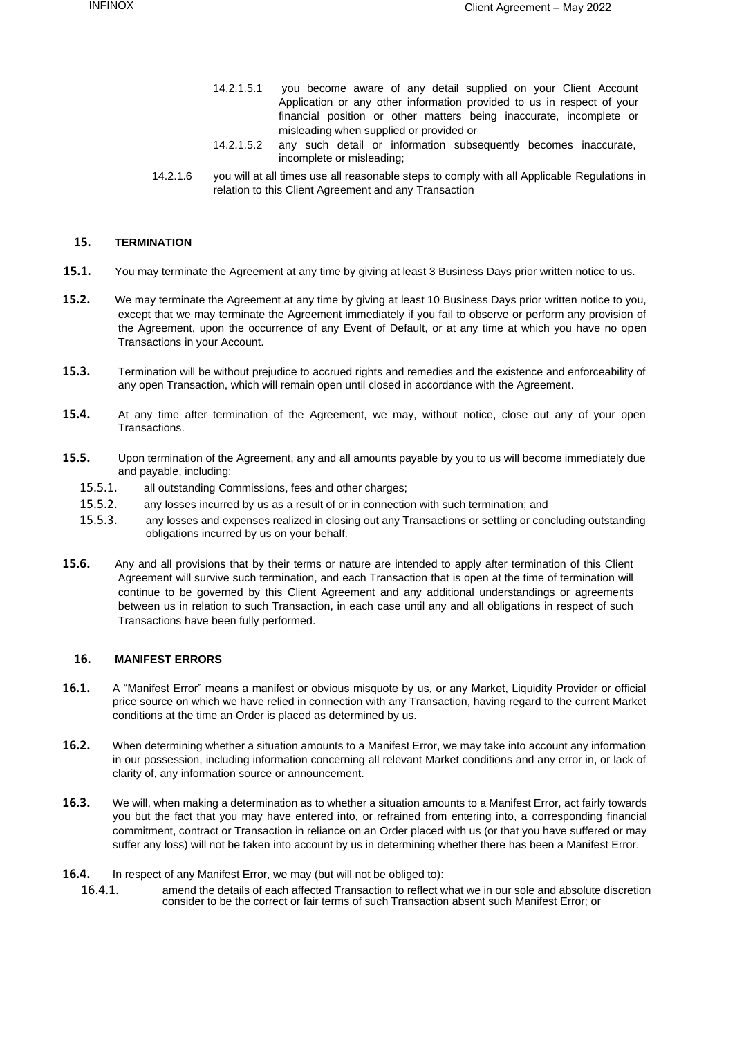14.2.1.5.1 you become aware of any detail supplied on your Client Account Application or any other information provided to us in respect of your financial position or other matters being inaccurate, incomplete or misleading when supplied or provided or

14.2.1.5.2 any such detail or information subsequently becomes inaccurate, incomplete or misleading;

14.2.1.6 you will at all times use all reasonable steps to comply with all Applicable Regulations in relation to this Client Agreement and any Transaction

## 15. TERMINATION

**15.1.** You may terminate the Agreement at any time by giving at least 3 Business Days prior written notice to us.

**15.2.** We may terminate the Agreement at any time by giving at least 10 Business Days prior written notice to you, except that we may terminate the Agreement immediately if you fail to observe or perform any provision of the Agreement, upon the occurrence of any Event of Default, or at any time at which you have no open Transactions in your Account.

**15.3.** Termination will be without prejudice to accrued rights and remedies and the existence and enforceability of any open Transaction, which will remain open until closed in accordance with the Agreement.

**15.4.** At any time after termination of the Agreement, we may, without notice, close out any of your open Transactions.

**15.5.** Upon termination of the Agreement, any and all amounts payable by you to us will become immediately due and payable, including:

15.5.1. all outstanding Commissions, fees and other charges;

15.5.2. any losses incurred by us as a result of or in connection with such termination; and

15.5.3. any losses and expenses realized in closing out any Transactions or settling or concluding outstanding obligations incurred by us on your behalf.

**15.6.** Any and all provisions that by their terms or nature are intended to apply after termination of this Client Agreement will survive such termination, and each Transaction that is open at the time of termination will continue to be governed by this Client Agreement and any additional understandings or agreements between us in relation to such Transaction, in each case until any and all obligations in respect of such Transactions have been fully performed.

## 16. MANIFEST ERRORS

**16.1.** A "Manifest Error" means a manifest or obvious misquote by us, or any Market, Liquidity Provider or official price source on which we have relied in connection with any Transaction, having regard to the current Market conditions at the time an Order is placed as determined by us.

**16.2.** When determining whether a situation amounts to a Manifest Error, we may take into account any information in our possession, including information concerning all relevant Market conditions and any error in, or lack of clarity of, any information source or announcement.

**16.3.** We will, when making a determination as to whether a situation amounts to a Manifest Error, act fairly towards you but the fact that you may have entered into, or refrained from entering into, a corresponding financial commitment, contract or Transaction in reliance on an Order placed with us (or that you have suffered or may suffer any loss) will not be taken into account by us in determining whether there has been a Manifest Error.

**16.4.** In respect of any Manifest Error, we may (but will not be obliged to):

16.4.1. amend the details of each affected Transaction to reflect what we in our sole and absolute discretion consider to be the correct or fair terms of such Transaction absent such Manifest Error; or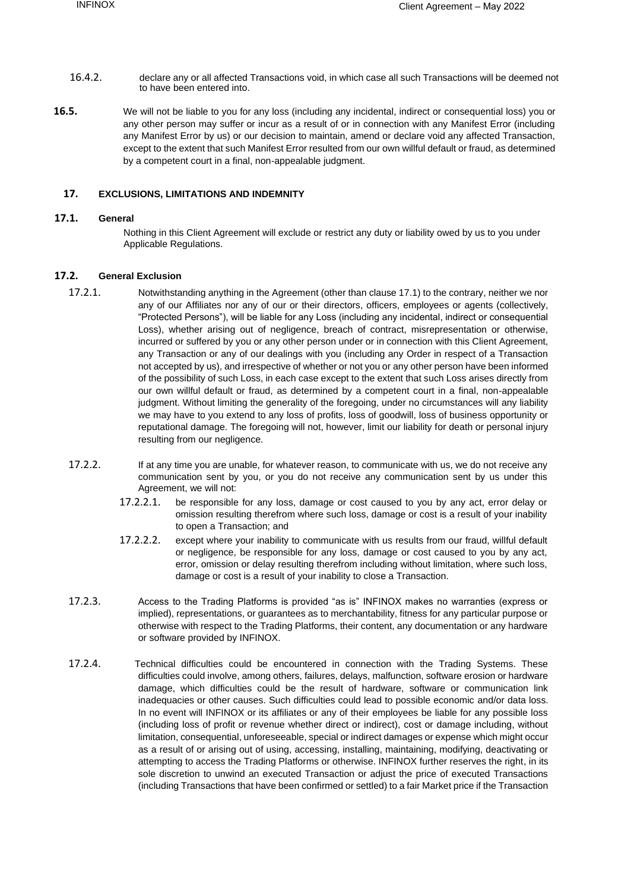16.4.2. declare any or all affected Transactions void, in which case all such Transactions will be deemed not to have been entered into.

**16.5.** We will not be liable to you for any loss (including any incidental, indirect or consequential loss) you or any other person may suffer or incur as a result of or in connection with any Manifest Error (including any Manifest Error by us) or our decision to maintain, amend or declare void any affected Transaction, except to the extent that such Manifest Error resulted from our own willful default or fraud, as determined by a competent court in a final, non-appealable judgment.

## 17. EXCLUSIONS, LIMITATIONS AND INDEMNITY

### 17.1. General

Nothing in this Client Agreement will exclude or restrict any duty or liability owed by us to you under Applicable Regulations.

### 17.2. General Exclusion

17.2.1. Notwithstanding anything in the Agreement (other than clause 17.1) to the contrary, neither we nor any of our Affiliates nor any of our or their directors, officers, employees or agents (collectively, "Protected Persons"), will be liable for any Loss (including any incidental, indirect or consequential Loss), whether arising out of negligence, breach of contract, misrepresentation or otherwise, incurred or suffered by you or any other person under or in connection with this Client Agreement, any Transaction or any of our dealings with you (including any Order in respect of a Transaction not accepted by us), and irrespective of whether or not you or any other person have been informed of the possibility of such Loss, in each case except to the extent that such Loss arises directly from our own willful default or fraud, as determined by a competent court in a final, non-appealable judgment. Without limiting the generality of the foregoing, under no circumstances will any liability we may have to you extend to any loss of profits, loss of goodwill, loss of business opportunity or reputational damage. The foregoing will not, however, limit our liability for death or personal injury resulting from our negligence.

17.2.2. If at any time you are unable, for whatever reason, to communicate with us, we do not receive any communication sent by you, or you do not receive any communication sent by us under this Agreement, we will not:

17.2.2.1. be responsible for any loss, damage or cost caused to you by any act, error delay or omission resulting therefrom where such loss, damage or cost is a result of your inability to open a Transaction; and

17.2.2.2. except where your inability to communicate with us results from our fraud, willful default or negligence, be responsible for any loss, damage or cost caused to you by any act, error, omission or delay resulting therefrom including without limitation, where such loss, damage or cost is a result of your inability to close a Transaction.

17.2.3. Access to the Trading Platforms is provided "as is" INFINOX makes no warranties (express or implied), representations, or guarantees as to merchantability, fitness for any particular purpose or otherwise with respect to the Trading Platforms, their content, any documentation or any hardware or software provided by INFINOX.

17.2.4. Technical difficulties could be encountered in connection with the Trading Systems. These difficulties could involve, among others, failures, delays, malfunction, software erosion or hardware damage, which difficulties could be the result of hardware, software or communication link inadequacies or other causes. Such difficulties could lead to possible economic and/or data loss. In no event will INFINOX or its affiliates or any of their employees be liable for any possible loss (including loss of profit or revenue whether direct or indirect), cost or damage including, without limitation, consequential, unforeseeable, special or indirect damages or expense which might occur as a result of or arising out of using, accessing, installing, maintaining, modifying, deactivating or attempting to access the Trading Platforms or otherwise. INFINOX further reserves the right, in its sole discretion to unwind an executed Transaction or adjust the price of executed Transactions (including Transactions that have been confirmed or settled) to a fair Market price if the Transaction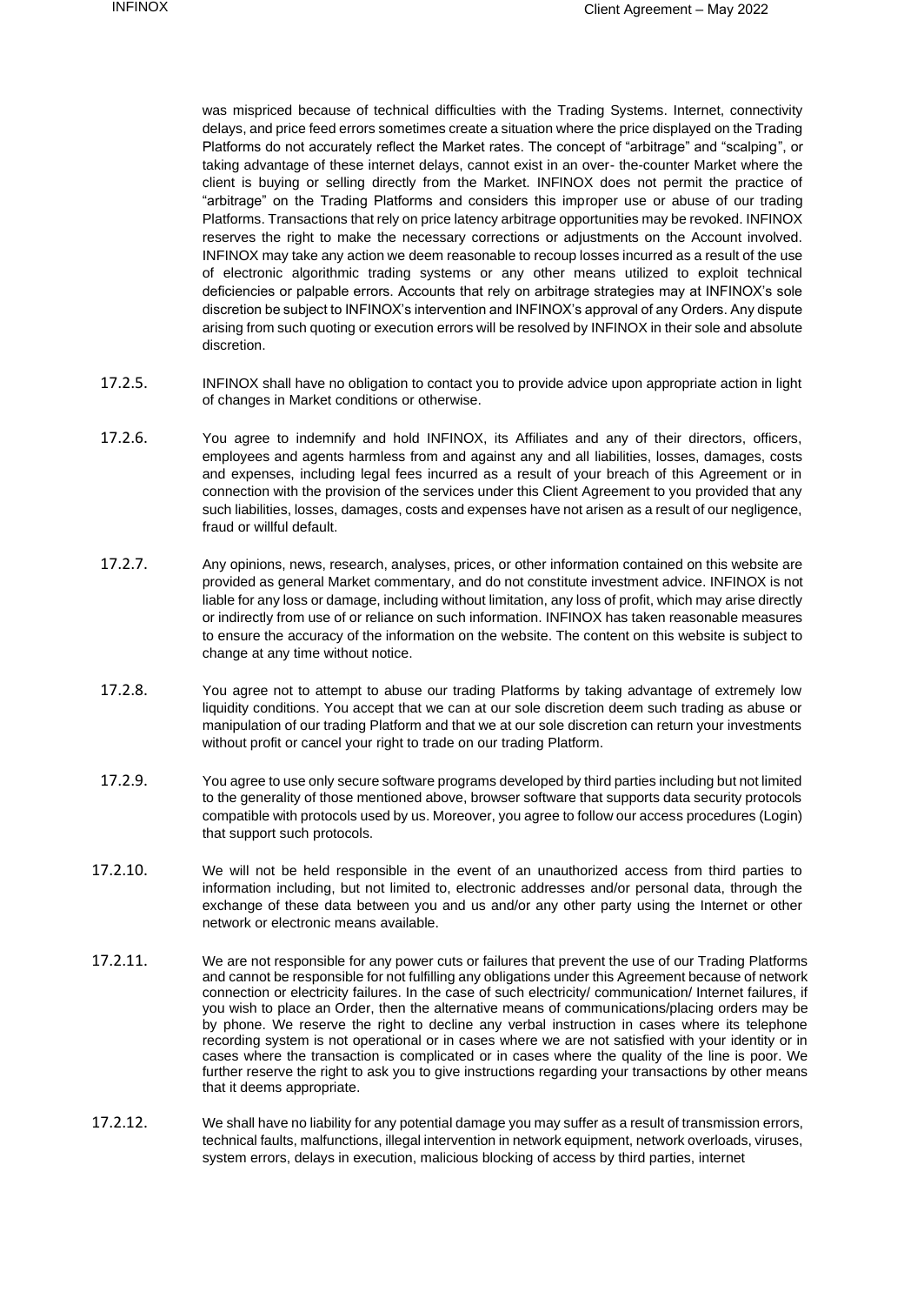was mispriced because of technical difficulties with the Trading Systems. Internet, connectivity delays, and price feed errors sometimes create a situation where the price displayed on the Trading Platforms do not accurately reflect the Market rates. The concept of "arbitrage" and "scalping", or taking advantage of these internet delays, cannot exist in an over- the-counter Market where the client is buying or selling directly from the Market. INFINOX does not permit the practice of "arbitrage" on the Trading Platforms and considers this improper use or abuse of our trading Platforms. Transactions that rely on price latency arbitrage opportunities may be revoked. INFINOX reserves the right to make the necessary corrections or adjustments on the Account involved. INFINOX may take any action we deem reasonable to recoup losses incurred as a result of the use of electronic algorithmic trading systems or any other means utilized to exploit technical deficiencies or palpable errors. Accounts that rely on arbitrage strategies may at INFINOX's sole discretion be subject to INFINOX's intervention and INFINOX's approval of any Orders. Any dispute arising from such quoting or execution errors will be resolved by INFINOX in their sole and absolute discretion.

17.2.5. INFINOX shall have no obligation to contact you to provide advice upon appropriate action in light of changes in Market conditions or otherwise.

17.2.6. You agree to indemnify and hold INFINOX, its Affiliates and any of their directors, officers, employees and agents harmless from and against any and all liabilities, losses, damages, costs and expenses, including legal fees incurred as a result of your breach of this Agreement or in connection with the provision of the services under this Client Agreement to you provided that any such liabilities, losses, damages, costs and expenses have not arisen as a result of our negligence, fraud or willful default.

17.2.7. Any opinions, news, research, analyses, prices, or other information contained on this website are provided as general Market commentary, and do not constitute investment advice. INFINOX is not liable for any loss or damage, including without limitation, any loss of profit, which may arise directly or indirectly from use of or reliance on such information. INFINOX has taken reasonable measures to ensure the accuracy of the information on the website. The content on this website is subject to change at any time without notice.

17.2.8. You agree not to attempt to abuse our trading Platforms by taking advantage of extremely low liquidity conditions. You accept that we can at our sole discretion deem such trading as abuse or manipulation of our trading Platform and that we at our sole discretion can return your investments without profit or cancel your right to trade on our trading Platform.

17.2.9. You agree to use only secure software programs developed by third parties including but not limited to the generality of those mentioned above, browser software that supports data security protocols compatible with protocols used by us. Moreover, you agree to follow our access procedures (Login) that support such protocols.

17.2.10. We will not be held responsible in the event of an unauthorized access from third parties to information including, but not limited to, electronic addresses and/or personal data, through the exchange of these data between you and us and/or any other party using the Internet or other network or electronic means available.

17.2.11. We are not responsible for any power cuts or failures that prevent the use of our Trading Platforms and cannot be responsible for not fulfilling any obligations under this Agreement because of network connection or electricity failures. In the case of such electricity/ communication/ Internet failures, if you wish to place an Order, then the alternative means of communications/placing orders may be by phone. We reserve the right to decline any verbal instruction in cases where its telephone recording system is not operational or in cases where we are not satisfied with your identity or in cases where the transaction is complicated or in cases where the quality of the line is poor. We further reserve the right to ask you to give instructions regarding your transactions by other means that it deems appropriate.

17.2.12. We shall have no liability for any potential damage you may suffer as a result of transmission errors, technical faults, malfunctions, illegal intervention in network equipment, network overloads, viruses, system errors, delays in execution, malicious blocking of access by third parties, internet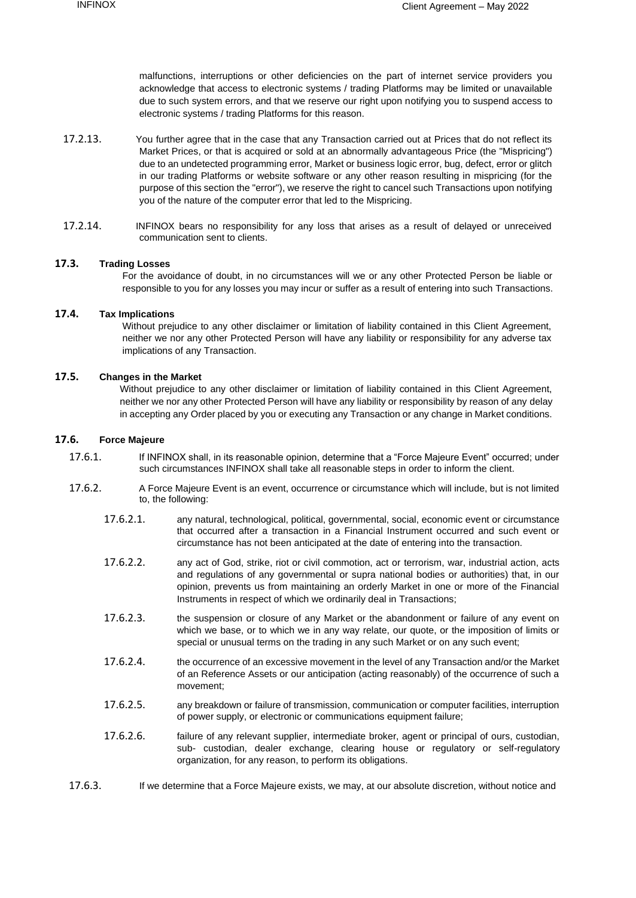malfunctions, interruptions or other deficiencies on the part of internet service providers you acknowledge that access to electronic systems / trading Platforms may be limited or unavailable due to such system errors, and that we reserve our right upon notifying you to suspend access to electronic systems / trading Platforms for this reason.

17.2.13. You further agree that in the case that any Transaction carried out at Prices that do not reflect its Market Prices, or that is acquired or sold at an abnormally advantageous Price (the "Mispricing") due to an undetected programming error, Market or business logic error, bug, defect, error or glitch in our trading Platforms or website software or any other reason resulting in mispricing (for the purpose of this section the "error"), we reserve the right to cancel such Transactions upon notifying you of the nature of the computer error that led to the Mispricing.

17.2.14. INFINOX bears no responsibility for any loss that arises as a result of delayed or unreceived communication sent to clients.

### 17.3. Trading Losses

For the avoidance of doubt, in no circumstances will we or any other Protected Person be liable or responsible to you for any losses you may incur or suffer as a result of entering into such Transactions.

### 17.4. Tax Implications

Without prejudice to any other disclaimer or limitation of liability contained in this Client Agreement, neither we nor any other Protected Person will have any liability or responsibility for any adverse tax implications of any Transaction.

### 17.5. Changes in the Market

Without prejudice to any other disclaimer or limitation of liability contained in this Client Agreement, neither we nor any other Protected Person will have any liability or responsibility by reason of any delay in accepting any Order placed by you or executing any Transaction or any change in Market conditions.

### 17.6. Force Majeure

17.6.1. If INFINOX shall, in its reasonable opinion, determine that a "Force Majeure Event" occurred; under such circumstances INFINOX shall take all reasonable steps in order to inform the client.

17.6.2. A Force Majeure Event is an event, occurrence or circumstance which will include, but is not limited to, the following:

17.6.2.1. any natural, technological, political, governmental, social, economic event or circumstance that occurred after a transaction in a Financial Instrument occurred and such event or circumstance has not been anticipated at the date of entering into the transaction.

17.6.2.2. any act of God, strike, riot or civil commotion, act or terrorism, war, industrial action, acts and regulations of any governmental or supra national bodies or authorities) that, in our opinion, prevents us from maintaining an orderly Market in one or more of the Financial Instruments in respect of which we ordinarily deal in Transactions;

17.6.2.3. the suspension or closure of any Market or the abandonment or failure of any event on which we base, or to which we in any way relate, our quote, or the imposition of limits or special or unusual terms on the trading in any such Market or on any such event;

17.6.2.4. the occurrence of an excessive movement in the level of any Transaction and/or the Market of an Reference Assets or our anticipation (acting reasonably) of the occurrence of such a movement;

17.6.2.5. any breakdown or failure of transmission, communication or computer facilities, interruption of power supply, or electronic or communications equipment failure;

17.6.2.6. failure of any relevant supplier, intermediate broker, agent or principal of ours, custodian, sub- custodian, dealer exchange, clearing house or regulatory or self-regulatory organization, for any reason, to perform its obligations.

17.6.3. If we determine that a Force Majeure exists, we may, at our absolute discretion, without notice and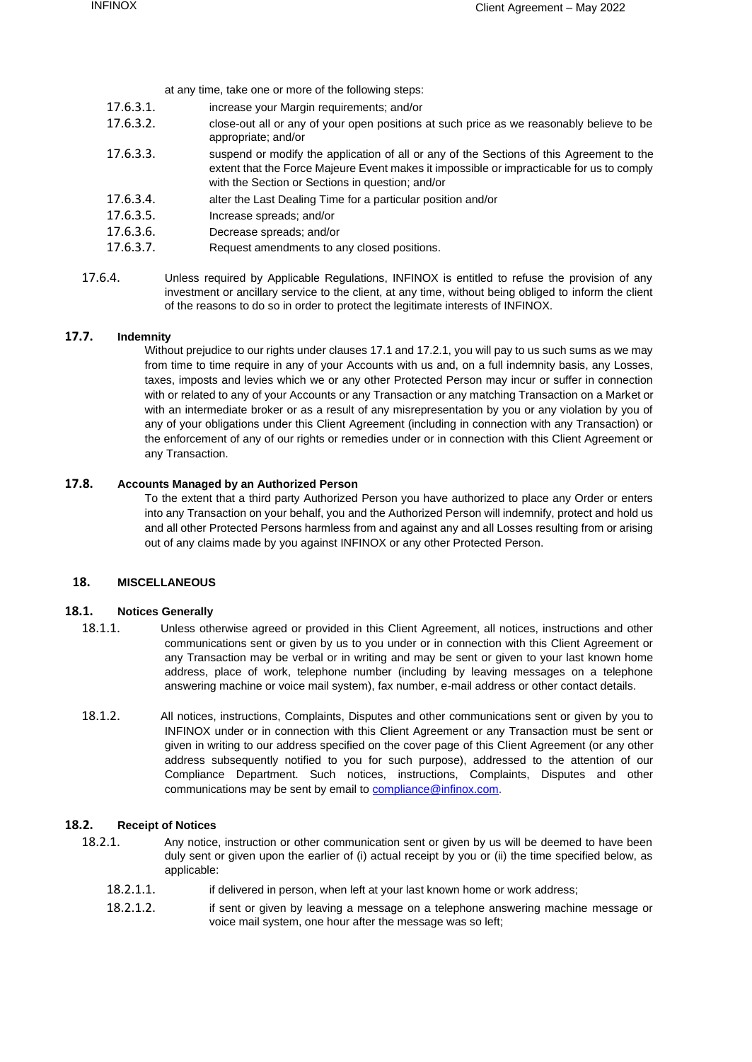at any time, take one or more of the following steps:

17.6.3.1. increase your Margin requirements; and/or

17.6.3.2. close-out all or any of your open positions at such price as we reasonably believe to be appropriate; and/or

17.6.3.3. suspend or modify the application of all or any of the Sections of this Agreement to the extent that the Force Majeure Event makes it impossible or impracticable for us to comply with the Section or Sections in question; and/or

17.6.3.4. alter the Last Dealing Time for a particular position and/or

17.6.3.5. Increase spreads; and/or

17.6.3.6. Decrease spreads; and/or

17.6.3.7. Request amendments to any closed positions.

17.6.4. Unless required by Applicable Regulations, INFINOX is entitled to refuse the provision of any investment or ancillary service to the client, at any time, without being obliged to inform the client of the reasons to do so in order to protect the legitimate interests of INFINOX.

### 17.7. Indemnity

Without prejudice to our rights under clauses 17.1 and 17.2.1, you will pay to us such sums as we may from time to time require in any of your Accounts with us and, on a full indemnity basis, any Losses, taxes, imposts and levies which we or any other Protected Person may incur or suffer in connection with or related to any of your Accounts or any Transaction or any matching Transaction on a Market or with an intermediate broker or as a result of any misrepresentation by you or any violation by you of any of your obligations under this Client Agreement (including in connection with any Transaction) or the enforcement of any of our rights or remedies under or in connection with this Client Agreement or any Transaction.

### 17.8. Accounts Managed by an Authorized Person

To the extent that a third party Authorized Person you have authorized to place any Order or enters into any Transaction on your behalf, you and the Authorized Person will indemnify, protect and hold us and all other Protected Persons harmless from and against any and all Losses resulting from or arising out of any claims made by you against INFINOX or any other Protected Person.

## 18. MISCELLANEOUS

### 18.1. Notices Generally

18.1.1. Unless otherwise agreed or provided in this Client Agreement, all notices, instructions and other communications sent or given by us to you under or in connection with this Client Agreement or any Transaction may be verbal or in writing and may be sent or given to your last known home address, place of work, telephone number (including by leaving messages on a telephone answering machine or voice mail system), fax number, e-mail address or other contact details.

18.1.2. All notices, instructions, Complaints, Disputes and other communications sent or given by you to INFINOX under or in connection with this Client Agreement or any Transaction must be sent or given in writing to our address specified on the cover page of this Client Agreement (or any other address subsequently notified to you for such purpose), addressed to the attention of our Compliance Department. Such notices, instructions, Complaints, Disputes and other communications may be sent by email to [compliance@infinox.com](mailto:compliance@infinox.com).

### 18.2. Receipt of Notices

18.2.1. Any notice, instruction or other communication sent or given by us will be deemed to have been duly sent or given upon the earlier of (i) actual receipt by you or (ii) the time specified below, as applicable:

18.2.1.1. if delivered in person, when left at your last known home or work address;

18.2.1.2. if sent or given by leaving a message on a telephone answering machine message or voice mail system, one hour after the message was so left;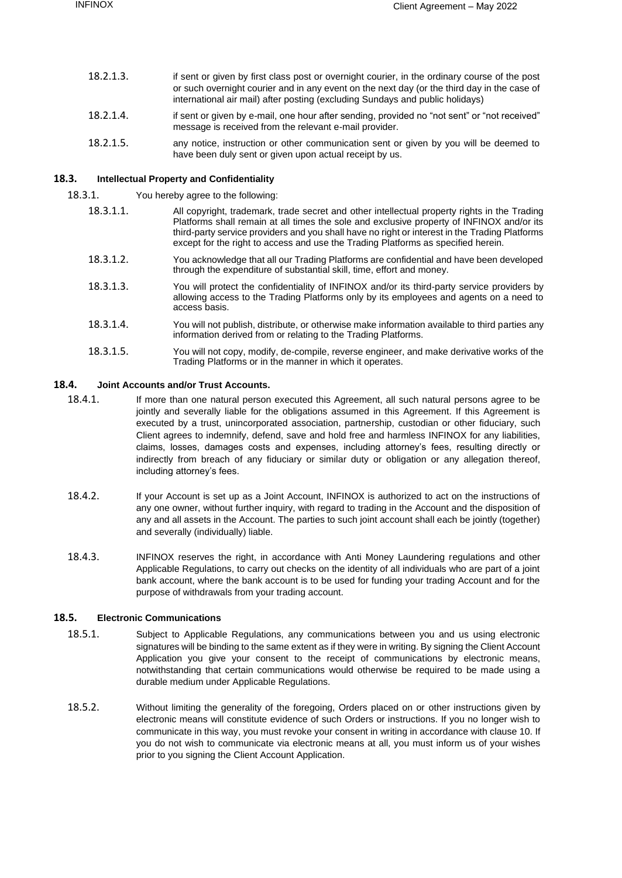18.2.1.3. if sent or given by first class post or overnight courier, in the ordinary course of the post or such overnight courier and in any event on the next day (or the third day in the case of international air mail) after posting (excluding Sundays and public holidays)

18.2.1.4. if sent or given by e-mail, one hour after sending, provided no "not sent" or "not received" message is received from the relevant e-mail provider.

18.2.1.5. any notice, instruction or other communication sent or given by you will be deemed to have been duly sent or given upon actual receipt by us.

### 18.3. Intellectual Property and Confidentiality

18.3.1. You hereby agree to the following:

18.3.1.1. All copyright, trademark, trade secret and other intellectual property rights in the Trading Platforms shall remain at all times the sole and exclusive property of INFINOX and/or its third-party service providers and you shall have no right or interest in the Trading Platforms except for the right to access and use the Trading Platforms as specified herein.

18.3.1.2. You acknowledge that all our Trading Platforms are confidential and have been developed through the expenditure of substantial skill, time, effort and money.

18.3.1.3. You will protect the confidentiality of INFINOX and/or its third-party service providers by allowing access to the Trading Platforms only by its employees and agents on a need to access basis.

18.3.1.4. You will not publish, distribute, or otherwise make information available to third parties any information derived from or relating to the Trading Platforms.

18.3.1.5. You will not copy, modify, de-compile, reverse engineer, and make derivative works of the Trading Platforms or in the manner in which it operates.

### 18.4. Joint Accounts and/or Trust Accounts.

18.4.1. If more than one natural person executed this Agreement, all such natural persons agree to be jointly and severally liable for the obligations assumed in this Agreement. If this Agreement is executed by a trust, unincorporated association, partnership, custodian or other fiduciary, such Client agrees to indemnify, defend, save and hold free and harmless INFINOX for any liabilities, claims, losses, damages costs and expenses, including attorney's fees, resulting directly or indirectly from breach of any fiduciary or similar duty or obligation or any allegation thereof, including attorney's fees.

18.4.2. If your Account is set up as a Joint Account, INFINOX is authorized to act on the instructions of any one owner, without further inquiry, with regard to trading in the Account and the disposition of any and all assets in the Account. The parties to such joint account shall each be jointly (together) and severally (individually) liable.

18.4.3. INFINOX reserves the right, in accordance with Anti Money Laundering regulations and other Applicable Regulations, to carry out checks on the identity of all individuals who are part of a joint bank account, where the bank account is to be used for funding your trading Account and for the purpose of withdrawals from your trading account.

### 18.5. Electronic Communications

18.5.1. Subject to Applicable Regulations, any communications between you and us using electronic signatures will be binding to the same extent as if they were in writing. By signing the Client Account Application you give your consent to the receipt of communications by electronic means, notwithstanding that certain communications would otherwise be required to be made using a durable medium under Applicable Regulations.

18.5.2. Without limiting the generality of the foregoing, Orders placed on or other instructions given by electronic means will constitute evidence of such Orders or instructions. If you no longer wish to communicate in this way, you must revoke your consent in writing in accordance with clause 10. If you do not wish to communicate via electronic means at all, you must inform us of your wishes prior to you signing the Client Account Application.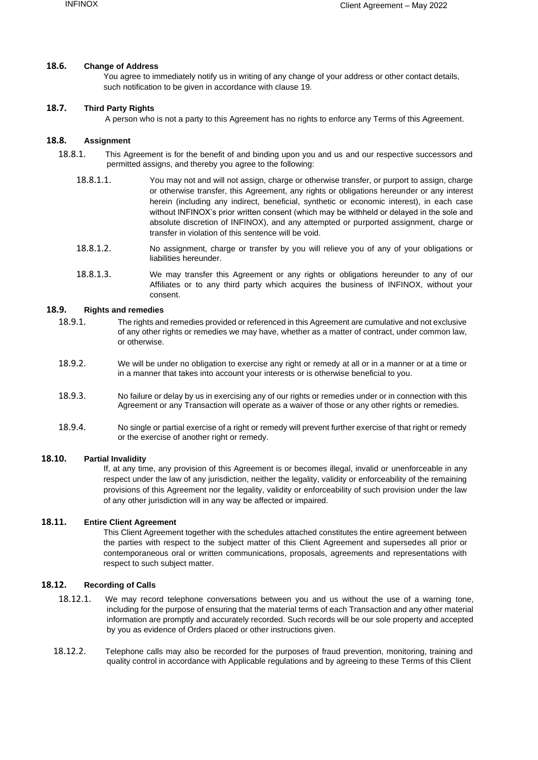### 18.6. Change of Address

You agree to immediately notify us in writing of any change of your address or other contact details, such notification to be given in accordance with clause 19.

### 18.7. Third Party Rights

A person who is not a party to this Agreement has no rights to enforce any Terms of this Agreement.

### 18.8. Assignment

18.8.1. This Agreement is for the benefit of and binding upon you and us and our respective successors and permitted assigns, and thereby you agree to the following:

18.8.1.1. You may not and will not assign, charge or otherwise transfer, or purport to assign, charge or otherwise transfer, this Agreement, any rights or obligations hereunder or any interest herein (including any indirect, beneficial, synthetic or economic interest), in each case without INFINOX's prior written consent (which may be withheld or delayed in the sole and absolute discretion of INFINOX), and any attempted or purported assignment, charge or transfer in violation of this sentence will be void.

18.8.1.2. No assignment, charge or transfer by you will relieve you of any of your obligations or liabilities hereunder.

18.8.1.3. We may transfer this Agreement or any rights or obligations hereunder to any of our Affiliates or to any third party which acquires the business of INFINOX, without your consent.

### 18.9. Rights and remedies

18.9.1. The rights and remedies provided or referenced in this Agreement are cumulative and not exclusive of any other rights or remedies we may have, whether as a matter of contract, under common law, or otherwise.

18.9.2. We will be under no obligation to exercise any right or remedy at all or in a manner or at a time or in a manner that takes into account your interests or is otherwise beneficial to you.

18.9.3. No failure or delay by us in exercising any of our rights or remedies under or in connection with this Agreement or any Transaction will operate as a waiver of those or any other rights or remedies.

18.9.4. No single or partial exercise of a right or remedy will prevent further exercise of that right or remedy or the exercise of another right or remedy.

### 18.10. Partial Invalidity

If, at any time, any provision of this Agreement is or becomes illegal, invalid or unenforceable in any respect under the law of any jurisdiction, neither the legality, validity or enforceability of the remaining provisions of this Agreement nor the legality, validity or enforceability of such provision under the law of any other jurisdiction will in any way be affected or impaired.

### 18.11. Entire Client Agreement

This Client Agreement together with the schedules attached constitutes the entire agreement between the parties with respect to the subject matter of this Client Agreement and supersedes all prior or contemporaneous oral or written communications, proposals, agreements and representations with respect to such subject matter.

### 18.12. Recording of Calls

18.12.1. We may record telephone conversations between you and us without the use of a warning tone, including for the purpose of ensuring that the material terms of each Transaction and any other material information are promptly and accurately recorded. Such records will be our sole property and accepted by you as evidence of Orders placed or other instructions given.

18.12.2. Telephone calls may also be recorded for the purposes of fraud prevention, monitoring, training and quality control in accordance with Applicable regulations and by agreeing to these Terms of this Client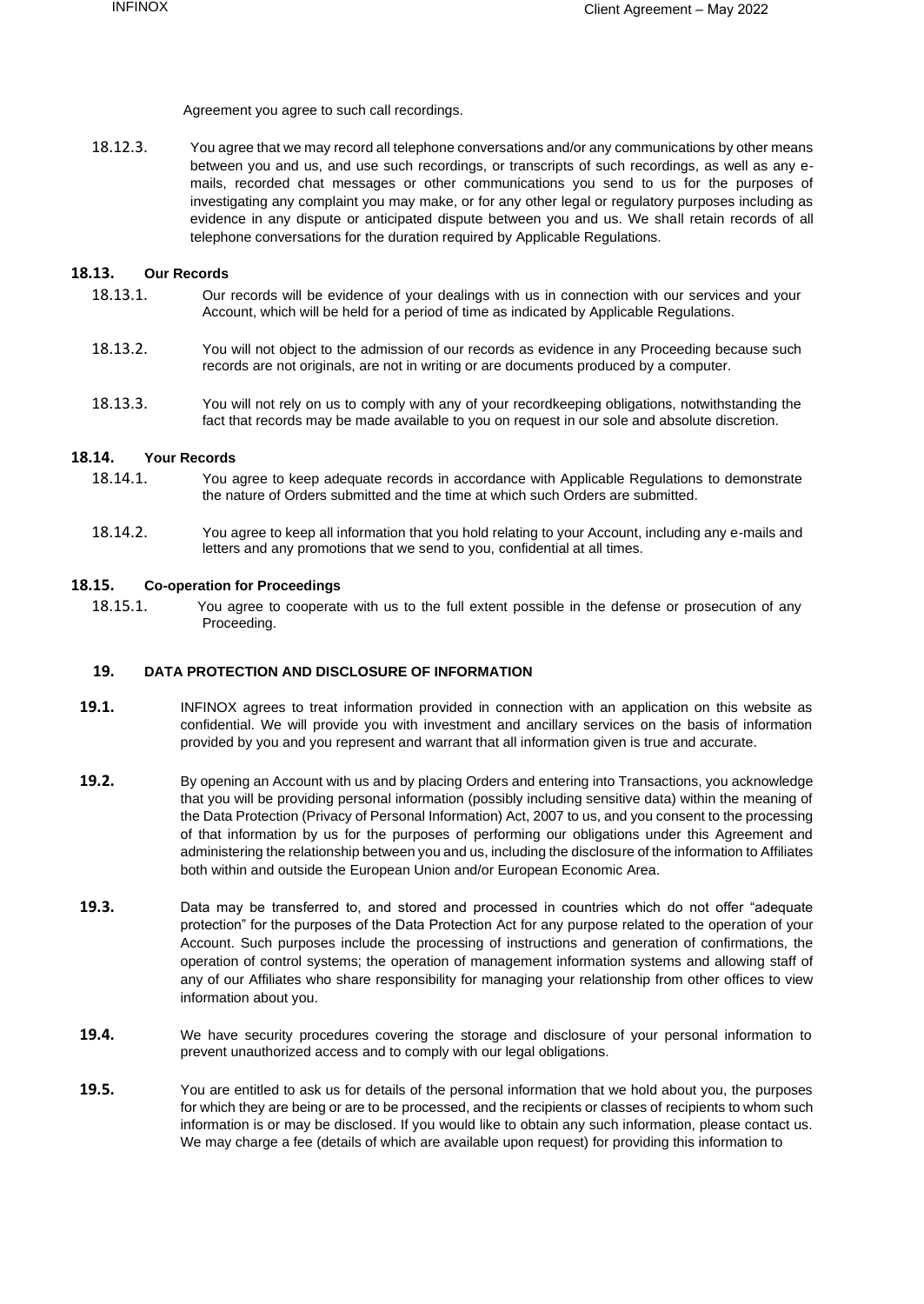Agreement you agree to such call recordings.

18.12.3. You agree that we may record all telephone conversations and/or any communications by other means between you and us, and use such recordings, or transcripts of such recordings, as well as any e-mails, recorded chat messages or other communications you send to us for the purposes of investigating any complaint you may make, or for any other legal or regulatory purposes including as evidence in any dispute or anticipated dispute between you and us. We shall retain records of all telephone conversations for the duration required by Applicable Regulations.

### 18.13. Our Records

18.13.1. Our records will be evidence of your dealings with us in connection with our services and your Account, which will be held for a period of time as indicated by Applicable Regulations.

18.13.2. You will not object to the admission of our records as evidence in any Proceeding because such records are not originals, are not in writing or are documents produced by a computer.

18.13.3. You will not rely on us to comply with any of your recordkeeping obligations, notwithstanding the fact that records may be made available to you on request in our sole and absolute discretion.

### 18.14. Your Records

18.14.1. You agree to keep adequate records in accordance with Applicable Regulations to demonstrate the nature of Orders submitted and the time at which such Orders are submitted.

18.14.2. You agree to keep all information that you hold relating to your Account, including any e-mails and letters and any promotions that we send to you, confidential at all times.

### 18.15. Co-operation for Proceedings

18.15.1. You agree to cooperate with us to the full extent possible in the defense or prosecution of any Proceeding.

## 19. DATA PROTECTION AND DISCLOSURE OF INFORMATION

**19.1.** INFINOX agrees to treat information provided in connection with an application on this website as confidential. We will provide you with investment and ancillary services on the basis of information provided by you and you represent and warrant that all information given is true and accurate.

**19.2.** By opening an Account with us and by placing Orders and entering into Transactions, you acknowledge that you will be providing personal information (possibly including sensitive data) within the meaning of the Data Protection (Privacy of Personal Information) Act, 2007 to us, and you consent to the processing of that information by us for the purposes of performing our obligations under this Agreement and administering the relationship between you and us, including the disclosure of the information to Affiliates both within and outside the European Union and/or European Economic Area.

**19.3.** Data may be transferred to, and stored and processed in countries which do not offer "adequate protection" for the purposes of the Data Protection Act for any purpose related to the operation of your Account. Such purposes include the processing of instructions and generation of confirmations, the operation of control systems; the operation of management information systems and allowing staff of any of our Affiliates who share responsibility for managing your relationship from other offices to view information about you.

**19.4.** We have security procedures covering the storage and disclosure of your personal information to prevent unauthorized access and to comply with our legal obligations.

**19.5.** You are entitled to ask us for details of the personal information that we hold about you, the purposes for which they are being or are to be processed, and the recipients or classes of recipients to whom such information is or may be disclosed. If you would like to obtain any such information, please contact us. We may charge a fee (details of which are available upon request) for providing this information to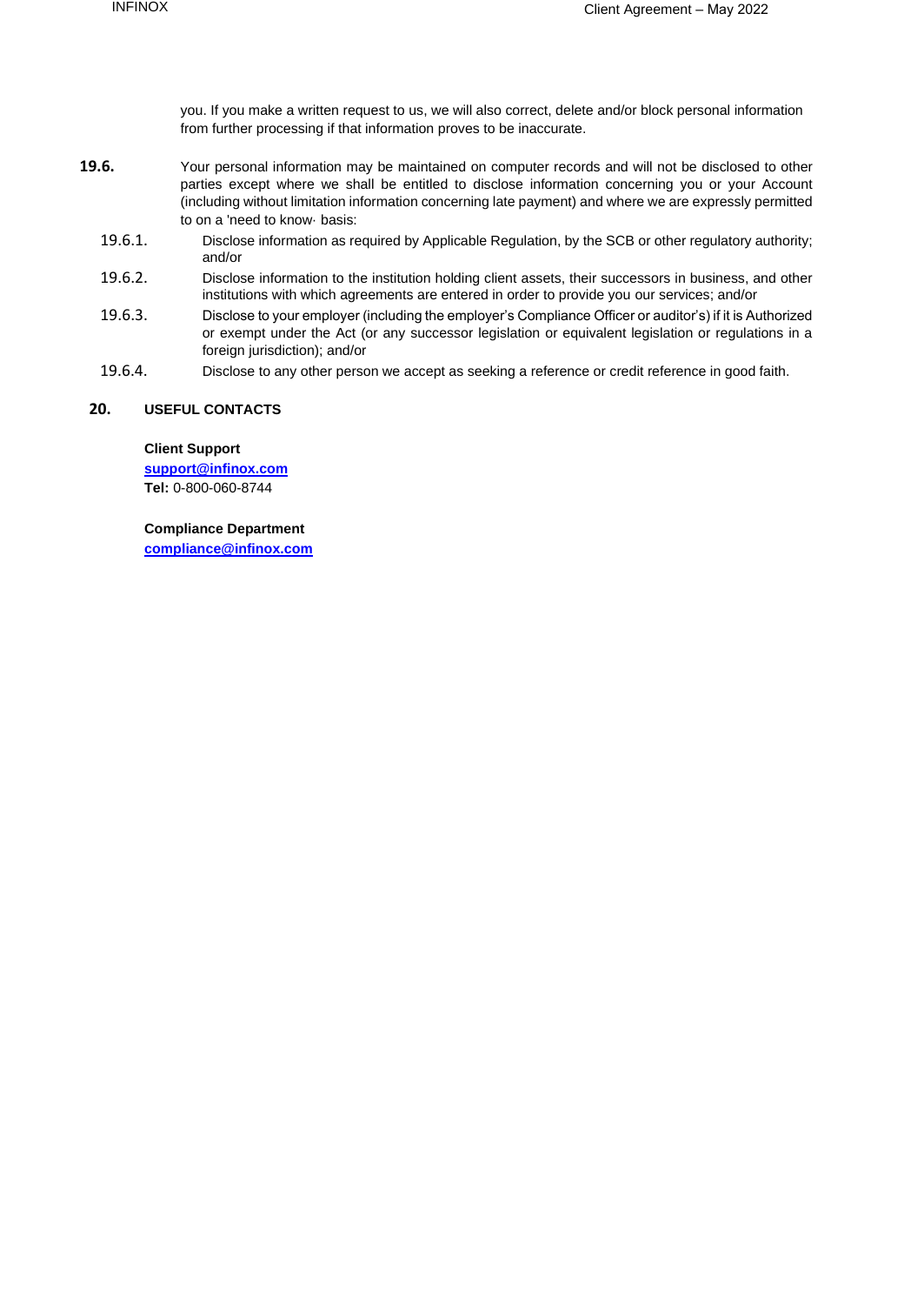you. If you make a written request to us, we will also correct, delete and/or block personal information from further processing if that information proves to be inaccurate.

**19.6.** Your personal information may be maintained on computer records and will not be disclosed to other parties except where we shall be entitled to disclose information concerning you or your Account (including without limitation information concerning late payment) and where we are expressly permitted to on a 'need to know· basis:

19.6.1. Disclose information as required by Applicable Regulation, by the SCB or other regulatory authority; and/or

19.6.2. Disclose information to the institution holding client assets, their successors in business, and other institutions with which agreements are entered in order to provide you our services; and/or

19.6.3. Disclose to your employer (including the employer's Compliance Officer or auditor's) if it is Authorized or exempt under the Act (or any successor legislation or equivalent legislation or regulations in a foreign jurisdiction); and/or

19.6.4. Disclose to any other person we accept as seeking a reference or credit reference in good faith.

## 20. USEFUL CONTACTS

**Client Support**
**support@infinox.com**
**Tel:** 0-800-060-8744

**Compliance Department**
**compliance@infinox.com**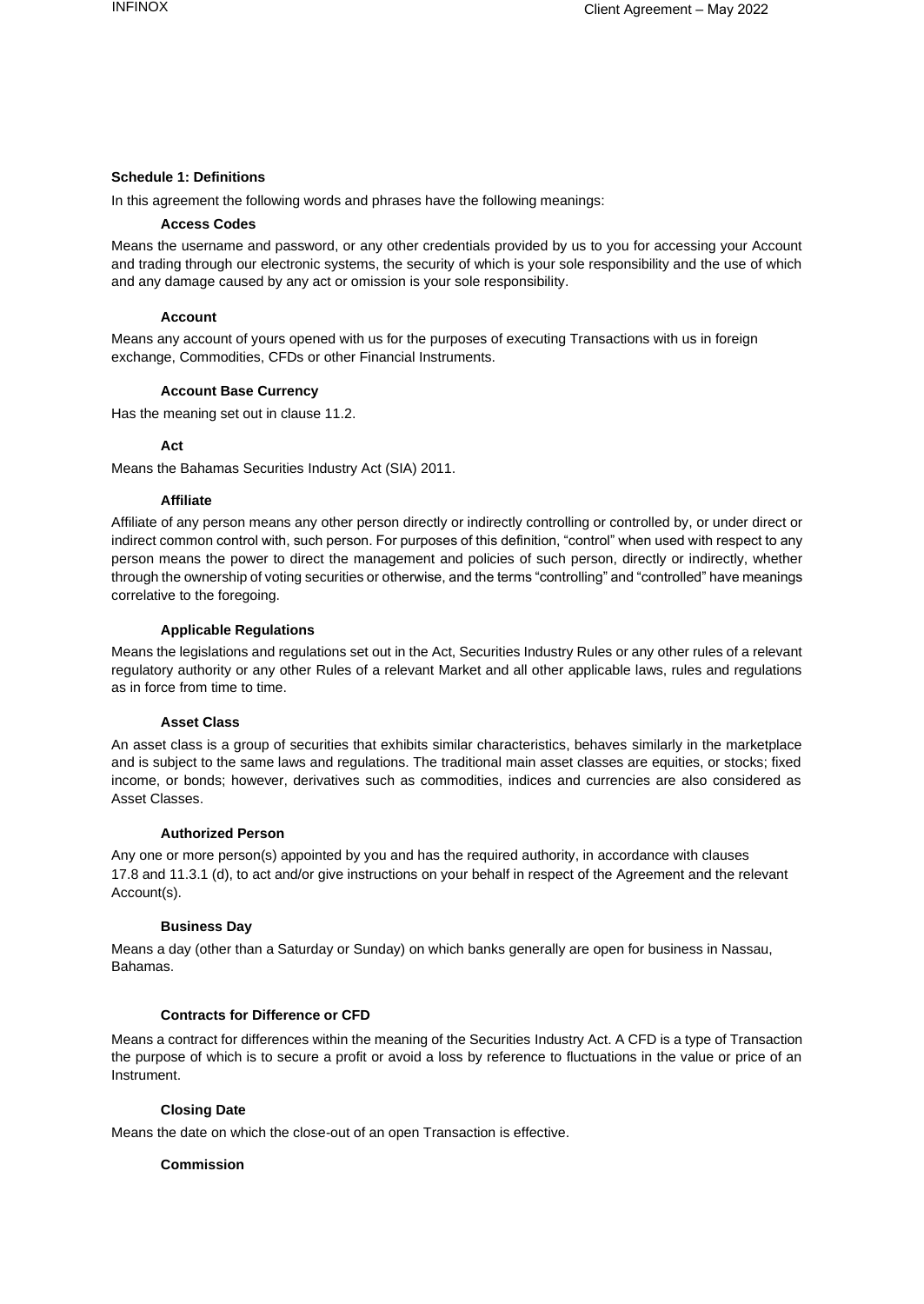**Schedule 1: Definitions**

In this agreement the following words and phrases have the following meanings:

**Access Codes**

Means the username and password, or any other credentials provided by us to you for accessing your Account and trading through our electronic systems, the security of which is your sole responsibility and the use of which and any damage caused by any act or omission is your sole responsibility.

**Account**

Means any account of yours opened with us for the purposes of executing Transactions with us in foreign exchange, Commodities, CFDs or other Financial Instruments.

**Account Base Currency**

Has the meaning set out in clause 11.2.

**Act**

Means the Bahamas Securities Industry Act (SIA) 2011.

**Affiliate**

Affiliate of any person means any other person directly or indirectly controlling or controlled by, or under direct or indirect common control with, such person. For purposes of this definition, "control" when used with respect to any person means the power to direct the management and policies of such person, directly or indirectly, whether through the ownership of voting securities or otherwise, and the terms "controlling" and "controlled" have meanings correlative to the foregoing.

**Applicable Regulations**

Means the legislations and regulations set out in the Act, Securities Industry Rules or any other rules of a relevant regulatory authority or any other Rules of a relevant Market and all other applicable laws, rules and regulations as in force from time to time.

**Asset Class**

An asset class is a group of securities that exhibits similar characteristics, behaves similarly in the marketplace and is subject to the same laws and regulations. The traditional main asset classes are equities, or stocks; fixed income, or bonds; however, derivatives such as commodities, indices and currencies are also considered as Asset Classes.

**Authorized Person**

Any one or more person(s) appointed by you and has the required authority, in accordance with clauses 17.8 and 11.3.1 (d), to act and/or give instructions on your behalf in respect of the Agreement and the relevant Account(s).

**Business Day**

Means a day (other than a Saturday or Sunday) on which banks generally are open for business in Nassau, Bahamas.

**Contracts for Difference or CFD**

Means a contract for differences within the meaning of the Securities Industry Act. A CFD is a type of Transaction the purpose of which is to secure a profit or avoid a loss by reference to fluctuations in the value or price of an Instrument.

**Closing Date**

Means the date on which the close-out of an open Transaction is effective.

**Commission**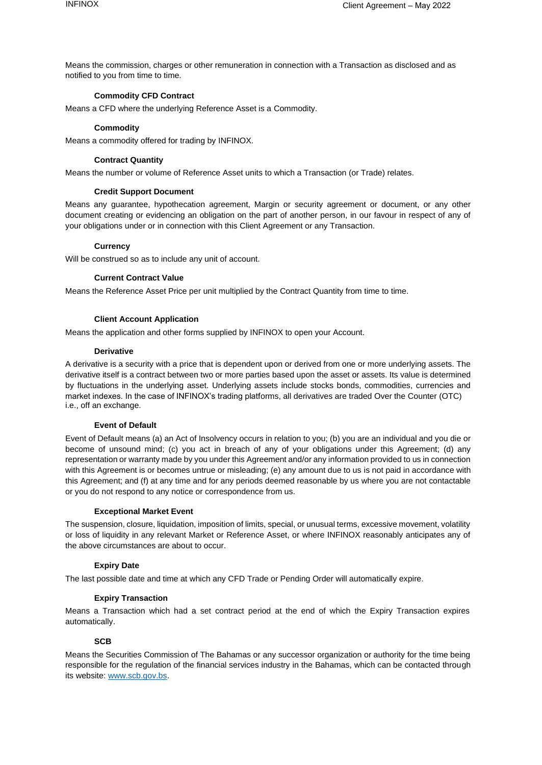Means the commission, charges or other remuneration in connection with a Transaction as disclosed and as notified to you from time to time.

**Commodity CFD Contract**

Means a CFD where the underlying Reference Asset is a Commodity.

**Commodity**

Means a commodity offered for trading by INFINOX.

**Contract Quantity**

Means the number or volume of Reference Asset units to which a Transaction (or Trade) relates.

**Credit Support Document**

Means any guarantee, hypothecation agreement, Margin or security agreement or document, or any other document creating or evidencing an obligation on the part of another person, in our favour in respect of any of your obligations under or in connection with this Client Agreement or any Transaction.

**Currency**

Will be construed so as to include any unit of account.

**Current Contract Value**

Means the Reference Asset Price per unit multiplied by the Contract Quantity from time to time.

**Client Account Application**

Means the application and other forms supplied by INFINOX to open your Account.

**Derivative**

A derivative is a security with a price that is dependent upon or derived from one or more underlying assets. The derivative itself is a contract between two or more parties based upon the asset or assets. Its value is determined by fluctuations in the underlying asset. Underlying assets include stocks bonds, commodities, currencies and market indexes. In the case of INFINOX's trading platforms, all derivatives are traded Over the Counter (OTC) i.e., off an exchange.

**Event of Default**

Event of Default means (a) an Act of Insolvency occurs in relation to you; (b) you are an individual and you die or become of unsound mind; (c) you act in breach of any of your obligations under this Agreement; (d) any representation or warranty made by you under this Agreement and/or any information provided to us in connection with this Agreement is or becomes untrue or misleading; (e) any amount due to us is not paid in accordance with this Agreement; and (f) at any time and for any periods deemed reasonable by us where you are not contactable or you do not respond to any notice or correspondence from us.

**Exceptional Market Event**

The suspension, closure, liquidation, imposition of limits, special, or unusual terms, excessive movement, volatility or loss of liquidity in any relevant Market or Reference Asset, or where INFINOX reasonably anticipates any of the above circumstances are about to occur.

**Expiry Date**

The last possible date and time at which any CFD Trade or Pending Order will automatically expire.

**Expiry Transaction**

Means a Transaction which had a set contract period at the end of which the Expiry Transaction expires automatically.

**SCB**

Means the Securities Commission of The Bahamas or any successor organization or authority for the time being responsible for the regulation of the financial services industry in the Bahamas, which can be contacted through its website: www.scb.gov.bs.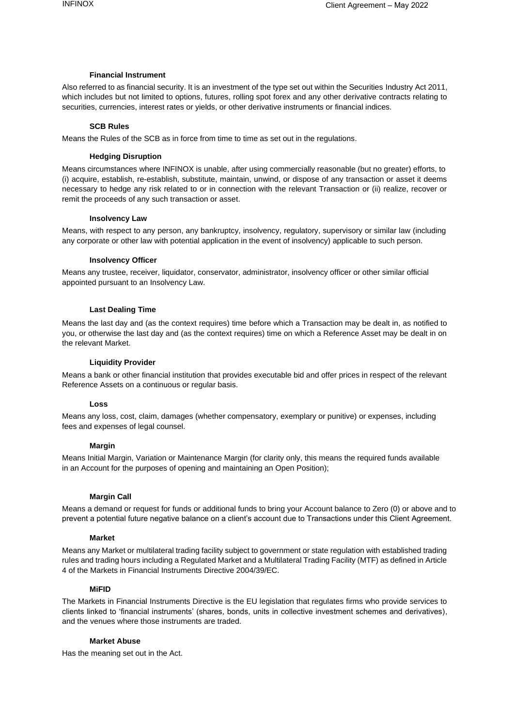**Financial Instrument**

Also referred to as financial security. It is an investment of the type set out within the Securities Industry Act 2011, which includes but not limited to options, futures, rolling spot forex and any other derivative contracts relating to securities, currencies, interest rates or yields, or other derivative instruments or financial indices.

**SCB Rules**

Means the Rules of the SCB as in force from time to time as set out in the regulations.

**Hedging Disruption**

Means circumstances where INFINOX is unable, after using commercially reasonable (but no greater) efforts, to (i) acquire, establish, re-establish, substitute, maintain, unwind, or dispose of any transaction or asset it deems necessary to hedge any risk related to or in connection with the relevant Transaction or (ii) realize, recover or remit the proceeds of any such transaction or asset.

**Insolvency Law**

Means, with respect to any person, any bankruptcy, insolvency, regulatory, supervisory or similar law (including any corporate or other law with potential application in the event of insolvency) applicable to such person.

**Insolvency Officer**

Means any trustee, receiver, liquidator, conservator, administrator, insolvency officer or other similar official appointed pursuant to an Insolvency Law.

**Last Dealing Time**

Means the last day and (as the context requires) time before which a Transaction may be dealt in, as notified to you, or otherwise the last day and (as the context requires) time on which a Reference Asset may be dealt in on the relevant Market.

**Liquidity Provider**

Means a bank or other financial institution that provides executable bid and offer prices in respect of the relevant Reference Assets on a continuous or regular basis.

**Loss**

Means any loss, cost, claim, damages (whether compensatory, exemplary or punitive) or expenses, including fees and expenses of legal counsel.

**Margin**

Means Initial Margin, Variation or Maintenance Margin (for clarity only, this means the required funds available in an Account for the purposes of opening and maintaining an Open Position);

**Margin Call**

Means a demand or request for funds or additional funds to bring your Account balance to Zero (0) or above and to prevent a potential future negative balance on a client's account due to Transactions under this Client Agreement.

**Market**

Means any Market or multilateral trading facility subject to government or state regulation with established trading rules and trading hours including a Regulated Market and a Multilateral Trading Facility (MTF) as defined in Article 4 of the Markets in Financial Instruments Directive 2004/39/EC.

**MiFID**

The Markets in Financial Instruments Directive is the EU legislation that regulates firms who provide services to clients linked to 'financial instruments' (shares, bonds, units in collective investment schemes and derivatives), and the venues where those instruments are traded.

**Market Abuse**

Has the meaning set out in the Act.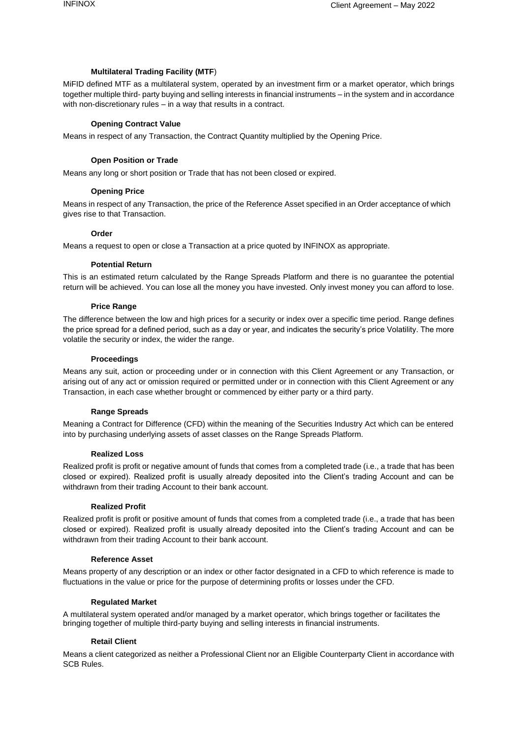#### Multilateral Trading Facility (MTF)

MiFID defined MTF as a multilateral system, operated by an investment firm or a market operator, which brings together multiple third- party buying and selling interests in financial instruments – in the system and in accordance with non-discretionary rules – in a way that results in a contract.

#### Opening Contract Value

Means in respect of any Transaction, the Contract Quantity multiplied by the Opening Price.

#### Open Position or Trade

Means any long or short position or Trade that has not been closed or expired.

#### Opening Price

Means in respect of any Transaction, the price of the Reference Asset specified in an Order acceptance of which gives rise to that Transaction.

#### Order

Means a request to open or close a Transaction at a price quoted by INFINOX as appropriate.

#### Potential Return

This is an estimated return calculated by the Range Spreads Platform and there is no guarantee the potential return will be achieved. You can lose all the money you have invested. Only invest money you can afford to lose.

#### Price Range

The difference between the low and high prices for a security or index over a specific time period. Range defines the price spread for a defined period, such as a day or year, and indicates the security's price Volatility. The more volatile the security or index, the wider the range.

#### Proceedings

Means any suit, action or proceeding under or in connection with this Client Agreement or any Transaction, or arising out of any act or omission required or permitted under or in connection with this Client Agreement or any Transaction, in each case whether brought or commenced by either party or a third party.

#### Range Spreads

Meaning a Contract for Difference (CFD) within the meaning of the Securities Industry Act which can be entered into by purchasing underlying assets of asset classes on the Range Spreads Platform.

#### Realized Loss

Realized profit is profit or negative amount of funds that comes from a completed trade (i.e., a trade that has been closed or expired). Realized profit is usually already deposited into the Client's trading Account and can be withdrawn from their trading Account to their bank account.

#### Realized Profit

Realized profit is profit or positive amount of funds that comes from a completed trade (i.e., a trade that has been closed or expired). Realized profit is usually already deposited into the Client's trading Account and can be withdrawn from their trading Account to their bank account.

#### Reference Asset

Means property of any description or an index or other factor designated in a CFD to which reference is made to fluctuations in the value or price for the purpose of determining profits or losses under the CFD.

#### Regulated Market

A multilateral system operated and/or managed by a market operator, which brings together or facilitates the bringing together of multiple third-party buying and selling interests in financial instruments.

#### Retail Client

Means a client categorized as neither a Professional Client nor an Eligible Counterparty Client in accordance with SCB Rules.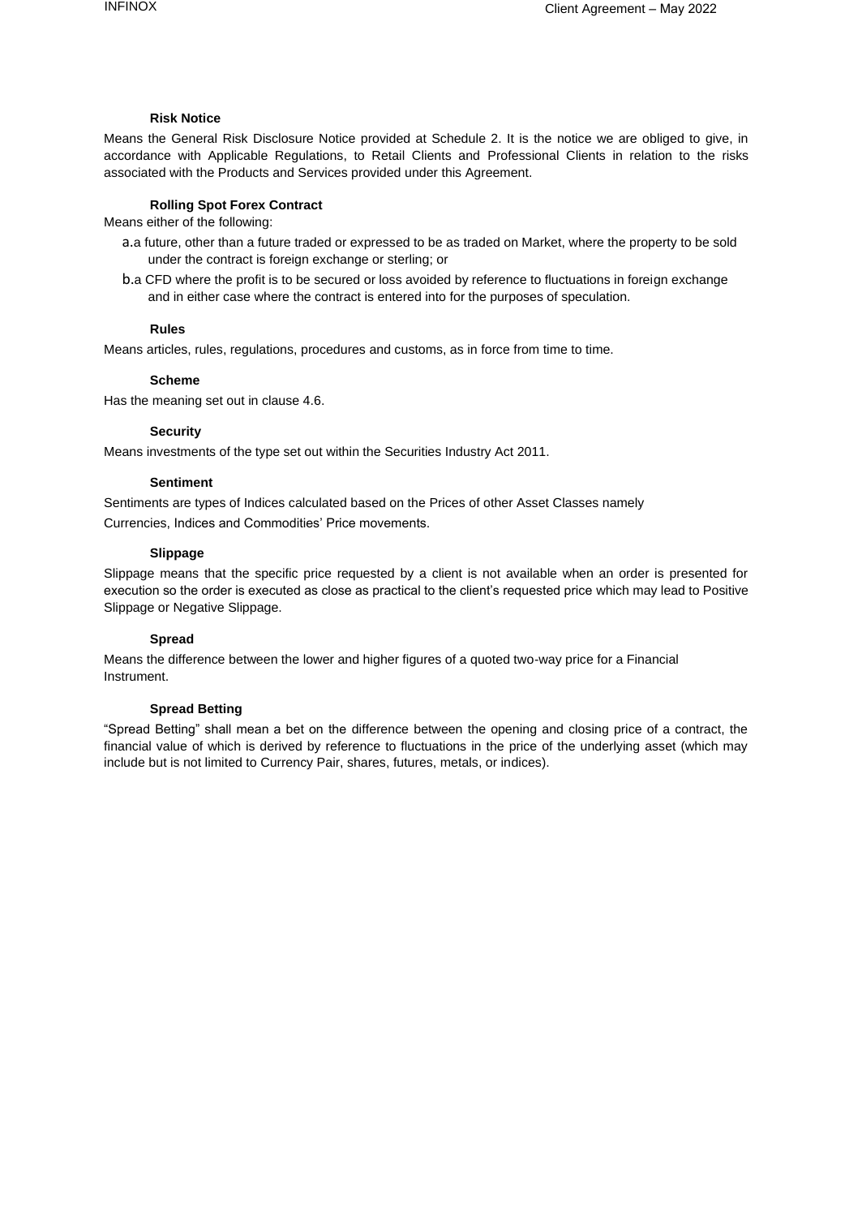**Risk Notice**

Means the General Risk Disclosure Notice provided at Schedule 2. It is the notice we are obliged to give, in accordance with Applicable Regulations, to Retail Clients and Professional Clients in relation to the risks associated with the Products and Services provided under this Agreement.

**Rolling Spot Forex Contract**

Means either of the following:

a. a future, other than a future traded or expressed to be as traded on Market, where the property to be sold under the contract is foreign exchange or sterling; or

b. a CFD where the profit is to be secured or loss avoided by reference to fluctuations in foreign exchange and in either case where the contract is entered into for the purposes of speculation.

**Rules**

Means articles, rules, regulations, procedures and customs, as in force from time to time.

**Scheme**

Has the meaning set out in clause 4.6.

**Security**

Means investments of the type set out within the Securities Industry Act 2011.

**Sentiment**

Sentiments are types of Indices calculated based on the Prices of other Asset Classes namely Currencies, Indices and Commodities' Price movements.

**Slippage**

Slippage means that the specific price requested by a client is not available when an order is presented for execution so the order is executed as close as practical to the client's requested price which may lead to Positive Slippage or Negative Slippage.

**Spread**

Means the difference between the lower and higher figures of a quoted two-way price for a Financial Instrument.

**Spread Betting**

"Spread Betting" shall mean a bet on the difference between the opening and closing price of a contract, the financial value of which is derived by reference to fluctuations in the price of the underlying asset (which may include but is not limited to Currency Pair, shares, futures, metals, or indices).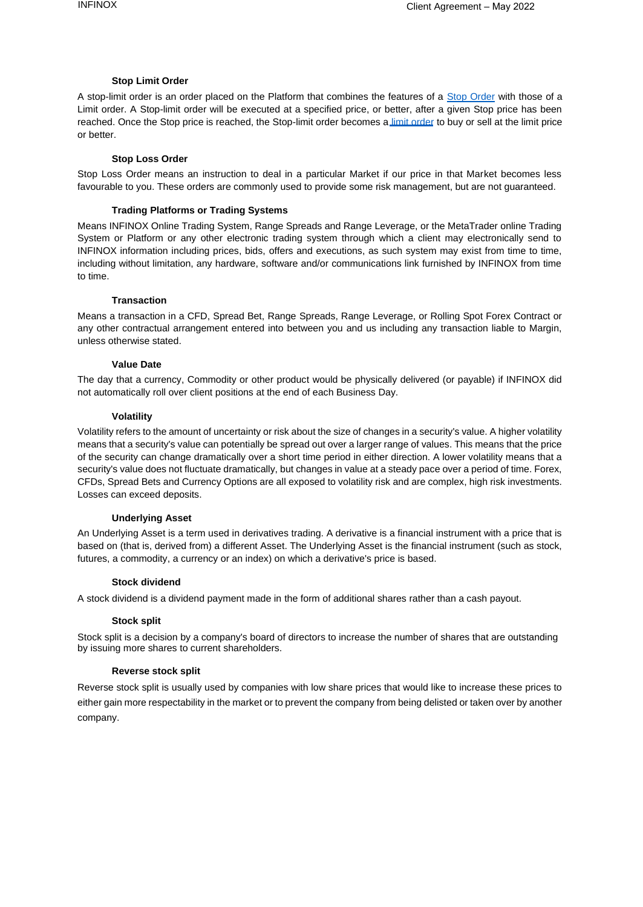### Stop Limit Order

A stop-limit order is an order placed on the Platform that combines the features of a Stop Order with those of a Limit order. A Stop-limit order will be executed at a specified price, or better, after a given Stop price has been reached. Once the Stop price is reached, the Stop-limit order becomes a limit order to buy or sell at the limit price or better.

### Stop Loss Order

Stop Loss Order means an instruction to deal in a particular Market if our price in that Market becomes less favourable to you. These orders are commonly used to provide some risk management, but are not guaranteed.

### Trading Platforms or Trading Systems

Means INFINOX Online Trading System, Range Spreads and Range Leverage, or the MetaTrader online Trading System or Platform or any other electronic trading system through which a client may electronically send to INFINOX information including prices, bids, offers and executions, as such system may exist from time to time, including without limitation, any hardware, software and/or communications link furnished by INFINOX from time to time.

### Transaction

Means a transaction in a CFD, Spread Bet, Range Spreads, Range Leverage, or Rolling Spot Forex Contract or any other contractual arrangement entered into between you and us including any transaction liable to Margin, unless otherwise stated.

### Value Date

The day that a currency, Commodity or other product would be physically delivered (or payable) if INFINOX did not automatically roll over client positions at the end of each Business Day.

### Volatility

Volatility refers to the amount of uncertainty or risk about the size of changes in a security's value. A higher volatility means that a security's value can potentially be spread out over a larger range of values. This means that the price of the security can change dramatically over a short time period in either direction. A lower volatility means that a security's value does not fluctuate dramatically, but changes in value at a steady pace over a period of time. Forex, CFDs, Spread Bets and Currency Options are all exposed to volatility risk and are complex, high risk investments. Losses can exceed deposits.

### Underlying Asset

An Underlying Asset is a term used in derivatives trading. A derivative is a financial instrument with a price that is based on (that is, derived from) a different Asset. The Underlying Asset is the financial instrument (such as stock, futures, a commodity, a currency or an index) on which a derivative's price is based.

### Stock dividend

A stock dividend is a dividend payment made in the form of additional shares rather than a cash payout.

### Stock split

Stock split is a decision by a company's board of directors to increase the number of shares that are outstanding by issuing more shares to current shareholders.

### Reverse stock split

Reverse stock split is usually used by companies with low share prices that would like to increase these prices to either gain more respectability in the market or to prevent the company from being delisted or taken over by another company.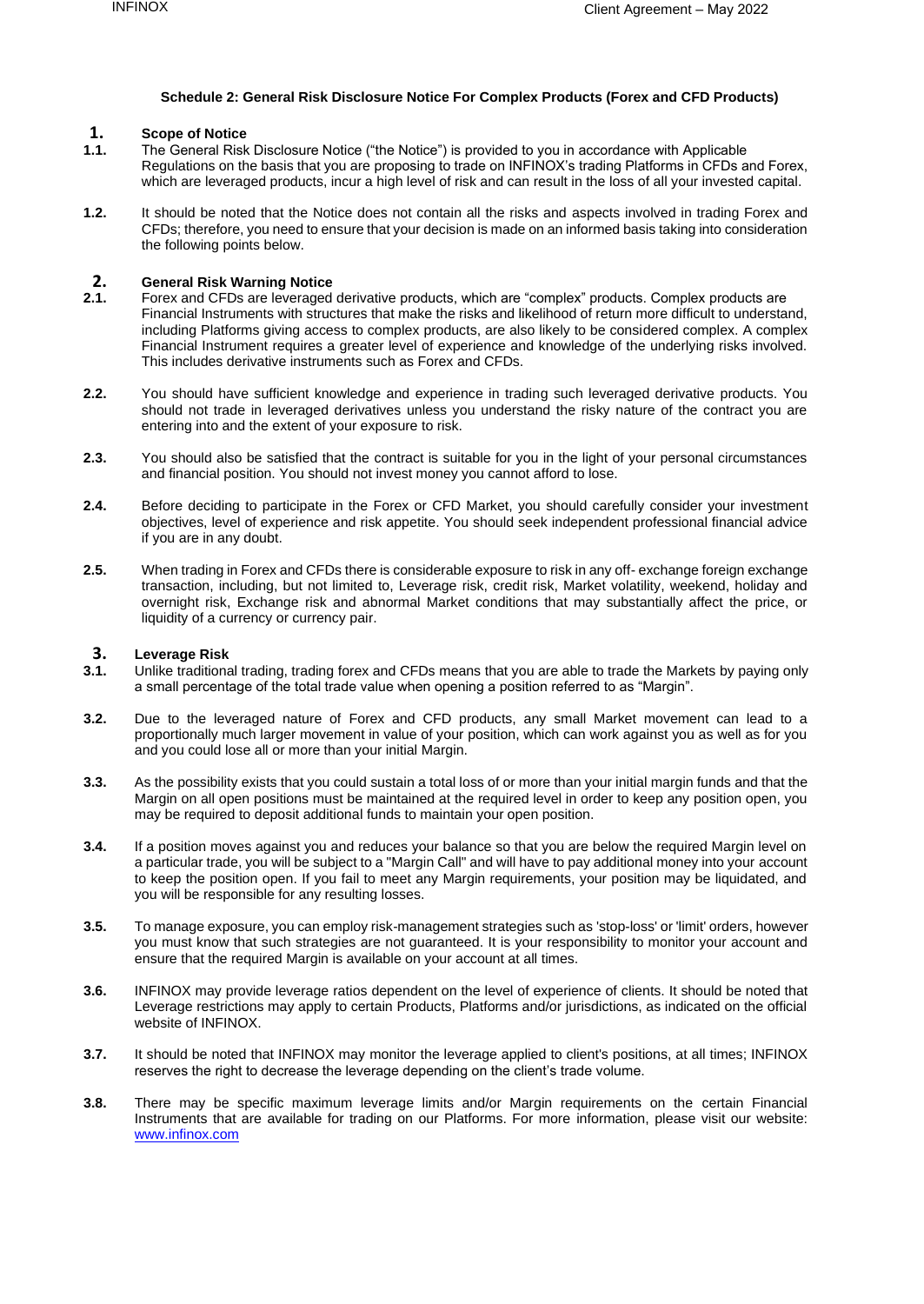### Schedule 2: General Risk Disclosure Notice For Complex Products (Forex and CFD Products)

**1. Scope of Notice**

**1.1.** The General Risk Disclosure Notice ("the Notice") is provided to you in accordance with Applicable Regulations on the basis that you are proposing to trade on INFINOX's trading Platforms in CFDs and Forex, which are leveraged products, incur a high level of risk and can result in the loss of all your invested capital.

**1.2.** It should be noted that the Notice does not contain all the risks and aspects involved in trading Forex and CFDs; therefore, you need to ensure that your decision is made on an informed basis taking into consideration the following points below.

**2. General Risk Warning Notice**

**2.1.** Forex and CFDs are leveraged derivative products, which are "complex" products. Complex products are Financial Instruments with structures that make the risks and likelihood of return more difficult to understand, including Platforms giving access to complex products, are also likely to be considered complex. A complex Financial Instrument requires a greater level of experience and knowledge of the underlying risks involved. This includes derivative instruments such as Forex and CFDs.

**2.2.** You should have sufficient knowledge and experience in trading such leveraged derivative products. You should not trade in leveraged derivatives unless you understand the risky nature of the contract you are entering into and the extent of your exposure to risk.

**2.3.** You should also be satisfied that the contract is suitable for you in the light of your personal circumstances and financial position. You should not invest money you cannot afford to lose.

**2.4.** Before deciding to participate in the Forex or CFD Market, you should carefully consider your investment objectives, level of experience and risk appetite. You should seek independent professional financial advice if you are in any doubt.

**2.5.** When trading in Forex and CFDs there is considerable exposure to risk in any off- exchange foreign exchange transaction, including, but not limited to, Leverage risk, credit risk, Market volatility, weekend, holiday and overnight risk, Exchange risk and abnormal Market conditions that may substantially affect the price, or liquidity of a currency or currency pair.

**3. Leverage Risk**

**3.1.** Unlike traditional trading, trading forex and CFDs means that you are able to trade the Markets by paying only a small percentage of the total trade value when opening a position referred to as "Margin".

**3.2.** Due to the leveraged nature of Forex and CFD products, any small Market movement can lead to a proportionally much larger movement in value of your position, which can work against you as well as for you and you could lose all or more than your initial Margin.

**3.3.** As the possibility exists that you could sustain a total loss of or more than your initial margin funds and that the Margin on all open positions must be maintained at the required level in order to keep any position open, you may be required to deposit additional funds to maintain your open position.

**3.4.** If a position moves against you and reduces your balance so that you are below the required Margin level on a particular trade, you will be subject to a "Margin Call" and will have to pay additional money into your account to keep the position open. If you fail to meet any Margin requirements, your position may be liquidated, and you will be responsible for any resulting losses.

**3.5.** To manage exposure, you can employ risk-management strategies such as 'stop-loss' or 'limit' orders, however you must know that such strategies are not guaranteed. It is your responsibility to monitor your account and ensure that the required Margin is available on your account at all times.

**3.6.** INFINOX may provide leverage ratios dependent on the level of experience of clients. It should be noted that Leverage restrictions may apply to certain Products, Platforms and/or jurisdictions, as indicated on the official website of INFINOX.

**3.7.** It should be noted that INFINOX may monitor the leverage applied to client's positions, at all times; INFINOX reserves the right to decrease the leverage depending on the client's trade volume.

**3.8.** There may be specific maximum leverage limits and/or Margin requirements on the certain Financial Instruments that are available for trading on our Platforms. For more information, please visit our website: www.infinox.com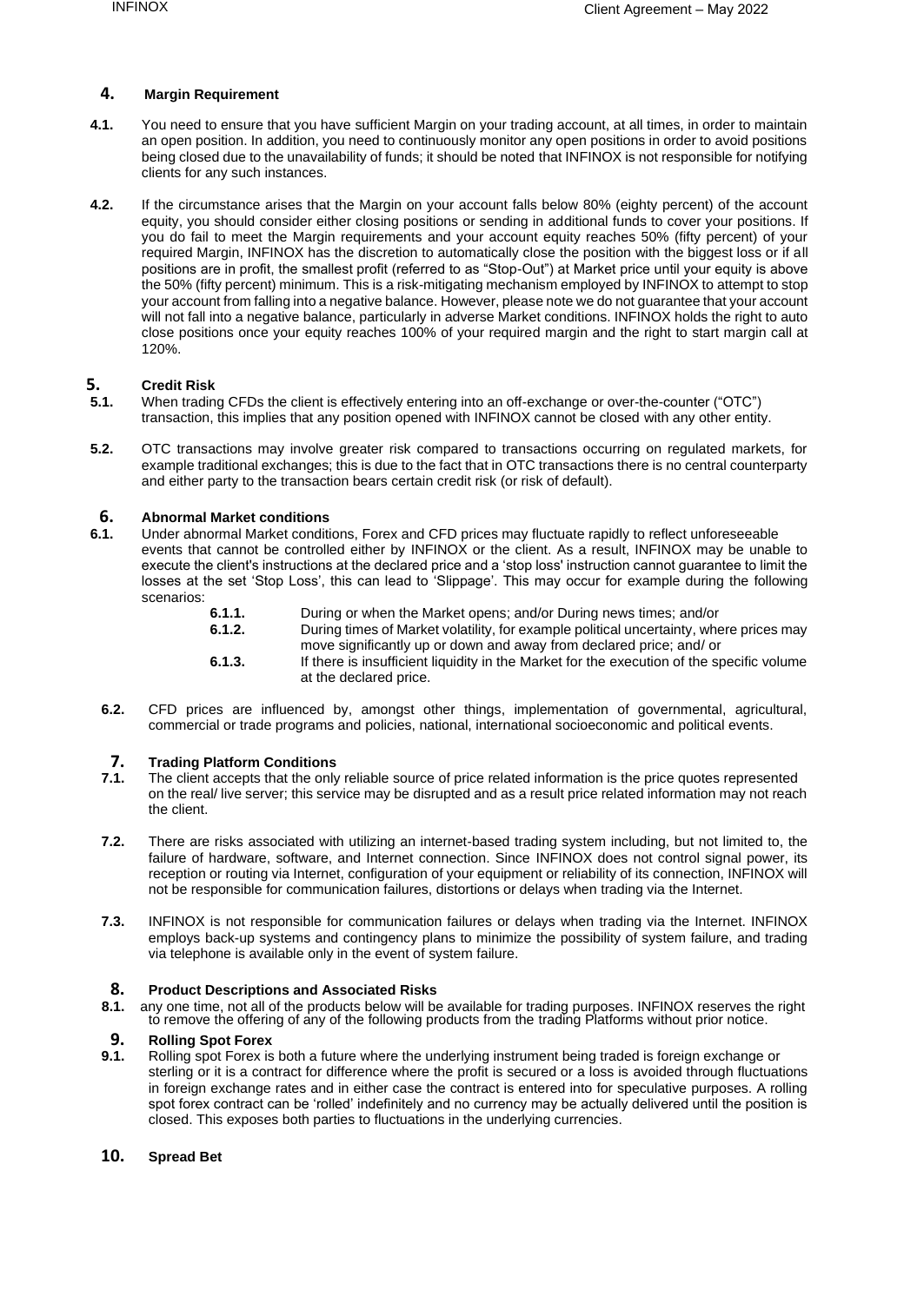## 4. Margin Requirement

**4.1.** You need to ensure that you have sufficient Margin on your trading account, at all times, in order to maintain an open position. In addition, you need to continuously monitor any open positions in order to avoid positions being closed due to the unavailability of funds; it should be noted that INFINOX is not responsible for notifying clients for any such instances.

**4.2.** If the circumstance arises that the Margin on your account falls below 80% (eighty percent) of the account equity, you should consider either closing positions or sending in additional funds to cover your positions. If you do fail to meet the Margin requirements and your account equity reaches 50% (fifty percent) of your required Margin, INFINOX has the discretion to automatically close the position with the biggest loss or if all positions are in profit, the smallest profit (referred to as "Stop-Out") at Market price until your equity is above the 50% (fifty percent) minimum. This is a risk-mitigating mechanism employed by INFINOX to attempt to stop your account from falling into a negative balance. However, please note we do not guarantee that your account will not fall into a negative balance, particularly in adverse Market conditions. INFINOX holds the right to auto close positions once your equity reaches 100% of your required margin and the right to start margin call at 120%.

## 5. Credit Risk

**5.1.** When trading CFDs the client is effectively entering into an off-exchange or over-the-counter ("OTC") transaction, this implies that any position opened with INFINOX cannot be closed with any other entity.

**5.2.** OTC transactions may involve greater risk compared to transactions occurring on regulated markets, for example traditional exchanges; this is due to the fact that in OTC transactions there is no central counterparty and either party to the transaction bears certain credit risk (or risk of default).

## 6. Abnormal Market conditions

**6.1.** Under abnormal Market conditions, Forex and CFD prices may fluctuate rapidly to reflect unforeseeable events that cannot be controlled either by INFINOX or the client. As a result, INFINOX may be unable to execute the client's instructions at the declared price and a 'stop loss' instruction cannot guarantee to limit the losses at the set 'Stop Loss', this can lead to 'Slippage'. This may occur for example during the following scenarios:

- **6.1.1.** During or when the Market opens; and/or During news times; and/or
- **6.1.2.** During times of Market volatility, for example political uncertainty, where prices may move significantly up or down and away from declared price; and/ or
- **6.1.3.** If there is insufficient liquidity in the Market for the execution of the specific volume at the declared price.

**6.2.** CFD prices are influenced by, amongst other things, implementation of governmental, agricultural, commercial or trade programs and policies, national, international socioeconomic and political events.

## 7. Trading Platform Conditions

**7.1.** The client accepts that the only reliable source of price related information is the price quotes represented on the real/ live server; this service may be disrupted and as a result price related information may not reach the client.

**7.2.** There are risks associated with utilizing an internet-based trading system including, but not limited to, the failure of hardware, software, and Internet connection. Since INFINOX does not control signal power, its reception or routing via Internet, configuration of your equipment or reliability of its connection, INFINOX will not be responsible for communication failures, distortions or delays when trading via the Internet.

**7.3.** INFINOX is not responsible for communication failures or delays when trading via the Internet. INFINOX employs back-up systems and contingency plans to minimize the possibility of system failure, and trading via telephone is available only in the event of system failure.

## 8. Product Descriptions and Associated Risks

**8.1.** any one time, not all of the products below will be available for trading purposes. INFINOX reserves the right to remove the offering of any of the following products from the trading Platforms without prior notice.

## 9. Rolling Spot Forex

**9.1.** Rolling spot Forex is both a future where the underlying instrument being traded is foreign exchange or sterling or it is a contract for difference where the profit is secured or a loss is avoided through fluctuations in foreign exchange rates and in either case the contract is entered into for speculative purposes. A rolling spot forex contract can be 'rolled' indefinitely and no currency may be actually delivered until the position is closed. This exposes both parties to fluctuations in the underlying currencies.

## 10. Spread Bet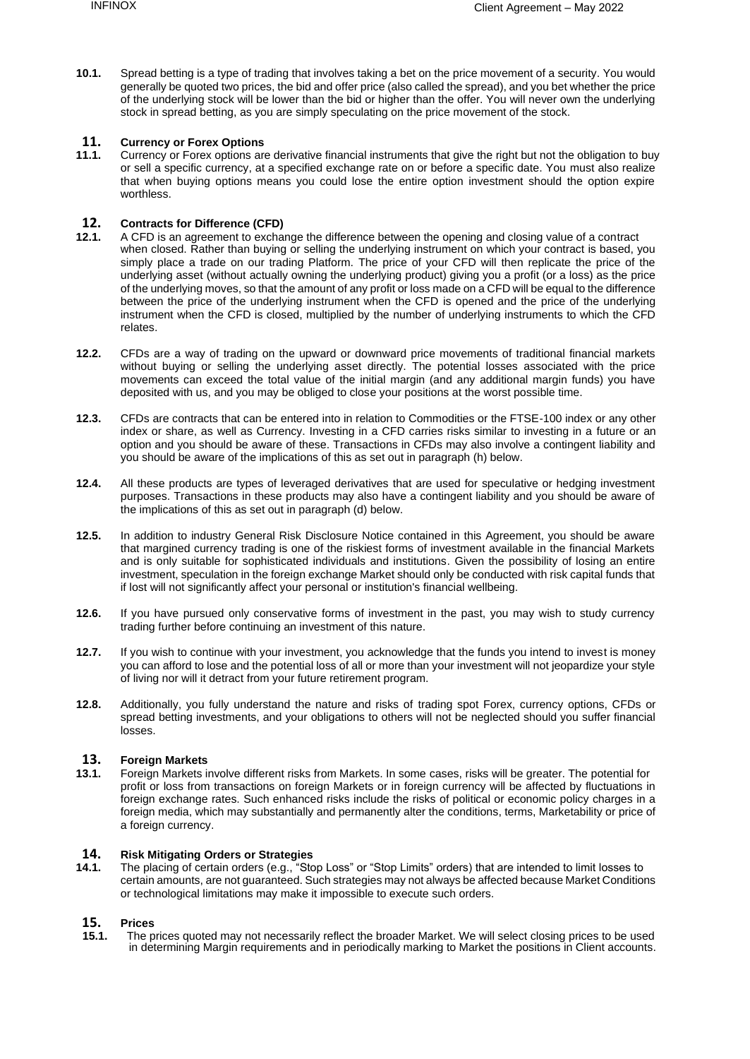**10.1.** Spread betting is a type of trading that involves taking a bet on the price movement of a security. You would generally be quoted two prices, the bid and offer price (also called the spread), and you bet whether the price of the underlying stock will be lower than the bid or higher than the offer. You will never own the underlying stock in spread betting, as you are simply speculating on the price movement of the stock.

## 11. Currency or Forex Options

**11.1.** Currency or Forex options are derivative financial instruments that give the right but not the obligation to buy or sell a specific currency, at a specified exchange rate on or before a specific date. You must also realize that when buying options means you could lose the entire option investment should the option expire worthless.

## 12. Contracts for Difference (CFD)

**12.1.** A CFD is an agreement to exchange the difference between the opening and closing value of a contract when closed. Rather than buying or selling the underlying instrument on which your contract is based, you simply place a trade on our trading Platform. The price of your CFD will then replicate the price of the underlying asset (without actually owning the underlying product) giving you a profit (or a loss) as the price of the underlying moves, so that the amount of any profit or loss made on a CFD will be equal to the difference between the price of the underlying instrument when the CFD is opened and the price of the underlying instrument when the CFD is closed, multiplied by the number of underlying instruments to which the CFD relates.

**12.2.** CFDs are a way of trading on the upward or downward price movements of traditional financial markets without buying or selling the underlying asset directly. The potential losses associated with the price movements can exceed the total value of the initial margin (and any additional margin funds) you have deposited with us, and you may be obliged to close your positions at the worst possible time.

**12.3.** CFDs are contracts that can be entered into in relation to Commodities or the FTSE-100 index or any other index or share, as well as Currency. Investing in a CFD carries risks similar to investing in a future or an option and you should be aware of these. Transactions in CFDs may also involve a contingent liability and you should be aware of the implications of this as set out in paragraph (h) below.

**12.4.** All these products are types of leveraged derivatives that are used for speculative or hedging investment purposes. Transactions in these products may also have a contingent liability and you should be aware of the implications of this as set out in paragraph (d) below.

**12.5.** In addition to industry General Risk Disclosure Notice contained in this Agreement, you should be aware that margined currency trading is one of the riskiest forms of investment available in the financial Markets and is only suitable for sophisticated individuals and institutions. Given the possibility of losing an entire investment, speculation in the foreign exchange Market should only be conducted with risk capital funds that if lost will not significantly affect your personal or institution's financial wellbeing.

**12.6.** If you have pursued only conservative forms of investment in the past, you may wish to study currency trading further before continuing an investment of this nature.

**12.7.** If you wish to continue with your investment, you acknowledge that the funds you intend to invest is money you can afford to lose and the potential loss of all or more than your investment will not jeopardize your style of living nor will it detract from your future retirement program.

**12.8.** Additionally, you fully understand the nature and risks of trading spot Forex, currency options, CFDs or spread betting investments, and your obligations to others will not be neglected should you suffer financial losses.

## 13. Foreign Markets

**13.1.** Foreign Markets involve different risks from Markets. In some cases, risks will be greater. The potential for profit or loss from transactions on foreign Markets or in foreign currency will be affected by fluctuations in foreign exchange rates. Such enhanced risks include the risks of political or economic policy charges in a foreign media, which may substantially and permanently alter the conditions, terms, Marketability or price of a foreign currency.

## 14. Risk Mitigating Orders or Strategies

**14.1.** The placing of certain orders (e.g., "Stop Loss" or "Stop Limits" orders) that are intended to limit losses to certain amounts, are not guaranteed. Such strategies may not always be affected because Market Conditions or technological limitations may make it impossible to execute such orders.

## 15. Prices

**15.1.** The prices quoted may not necessarily reflect the broader Market. We will select closing prices to be used in determining Margin requirements and in periodically marking to Market the positions in Client accounts.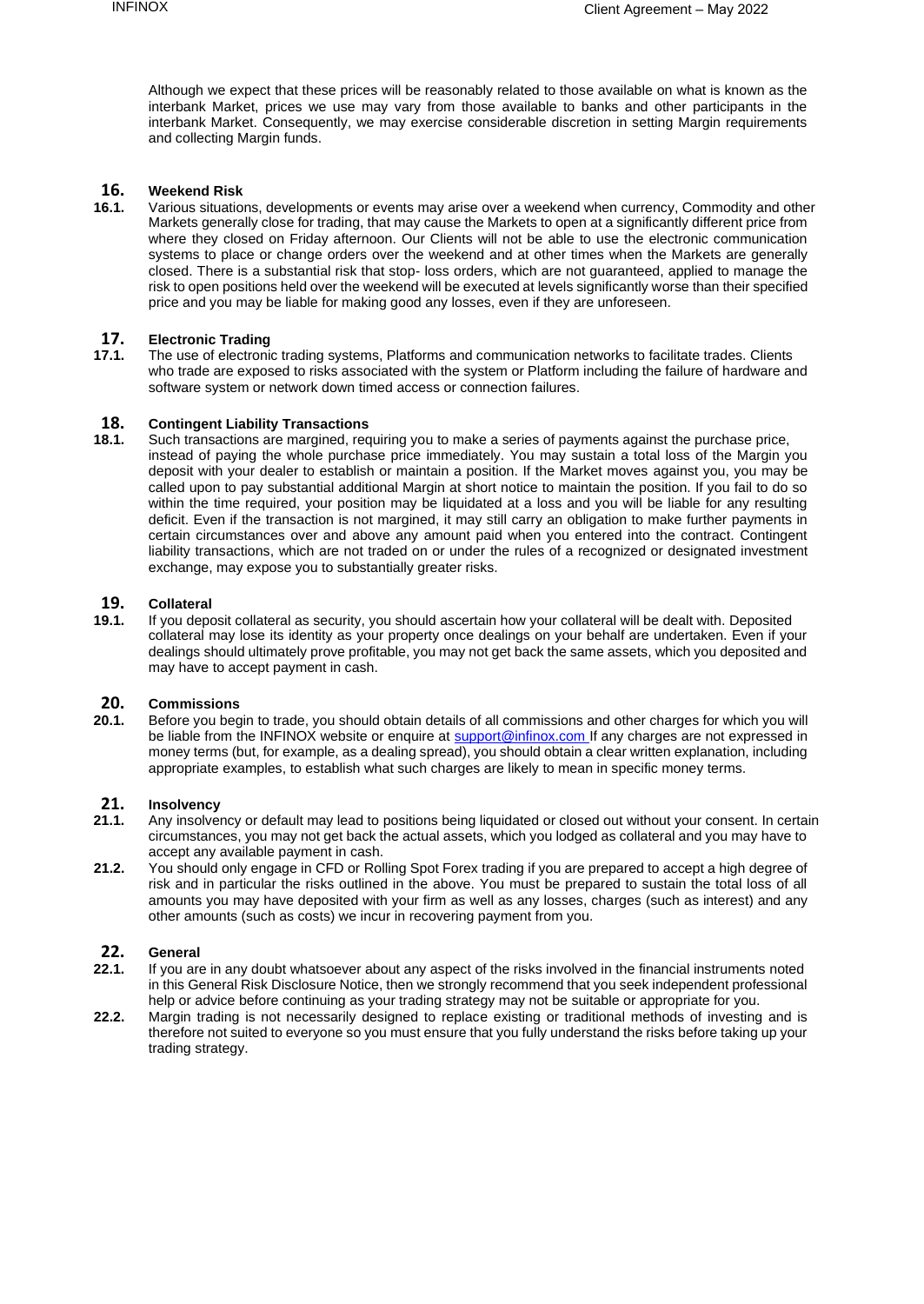Although we expect that these prices will be reasonably related to those available on what is known as the interbank Market, prices we use may vary from those available to banks and other participants in the interbank Market. Consequently, we may exercise considerable discretion in setting Margin requirements and collecting Margin funds.

## 16. Weekend Risk

**16.1.** Various situations, developments or events may arise over a weekend when currency, Commodity and other Markets generally close for trading, that may cause the Markets to open at a significantly different price from where they closed on Friday afternoon. Our Clients will not be able to use the electronic communication systems to place or change orders over the weekend and at other times when the Markets are generally closed. There is a substantial risk that stop- loss orders, which are not guaranteed, applied to manage the risk to open positions held over the weekend will be executed at levels significantly worse than their specified price and you may be liable for making good any losses, even if they are unforeseen.

## 17. Electronic Trading

**17.1.** The use of electronic trading systems, Platforms and communication networks to facilitate trades. Clients who trade are exposed to risks associated with the system or Platform including the failure of hardware and software system or network down timed access or connection failures.

## 18. Contingent Liability Transactions

**18.1.** Such transactions are margined, requiring you to make a series of payments against the purchase price, instead of paying the whole purchase price immediately. You may sustain a total loss of the Margin you deposit with your dealer to establish or maintain a position. If the Market moves against you, you may be called upon to pay substantial additional Margin at short notice to maintain the position. If you fail to do so within the time required, your position may be liquidated at a loss and you will be liable for any resulting deficit. Even if the transaction is not margined, it may still carry an obligation to make further payments in certain circumstances over and above any amount paid when you entered into the contract. Contingent liability transactions, which are not traded on or under the rules of a recognized or designated investment exchange, may expose you to substantially greater risks.

## 19. Collateral

**19.1.** If you deposit collateral as security, you should ascertain how your collateral will be dealt with. Deposited collateral may lose its identity as your property once dealings on your behalf are undertaken. Even if your dealings should ultimately prove profitable, you may not get back the same assets, which you deposited and may have to accept payment in cash.

## 20. Commissions

**20.1.** Before you begin to trade, you should obtain details of all commissions and other charges for which you will be liable from the INFINOX website or enquire at support@infinox.com If any charges are not expressed in money terms (but, for example, as a dealing spread), you should obtain a clear written explanation, including appropriate examples, to establish what such charges are likely to mean in specific money terms.

## 21. Insolvency

**21.1.** Any insolvency or default may lead to positions being liquidated or closed out without your consent. In certain circumstances, you may not get back the actual assets, which you lodged as collateral and you may have to accept any available payment in cash.

**21.2.** You should only engage in CFD or Rolling Spot Forex trading if you are prepared to accept a high degree of risk and in particular the risks outlined in the above. You must be prepared to sustain the total loss of all amounts you may have deposited with your firm as well as any losses, charges (such as interest) and any other amounts (such as costs) we incur in recovering payment from you.

## 22. General

**22.1.** If you are in any doubt whatsoever about any aspect of the risks involved in the financial instruments noted in this General Risk Disclosure Notice, then we strongly recommend that you seek independent professional help or advice before continuing as your trading strategy may not be suitable or appropriate for you.

**22.2.** Margin trading is not necessarily designed to replace existing or traditional methods of investing and is therefore not suited to everyone so you must ensure that you fully understand the risks before taking up your trading strategy.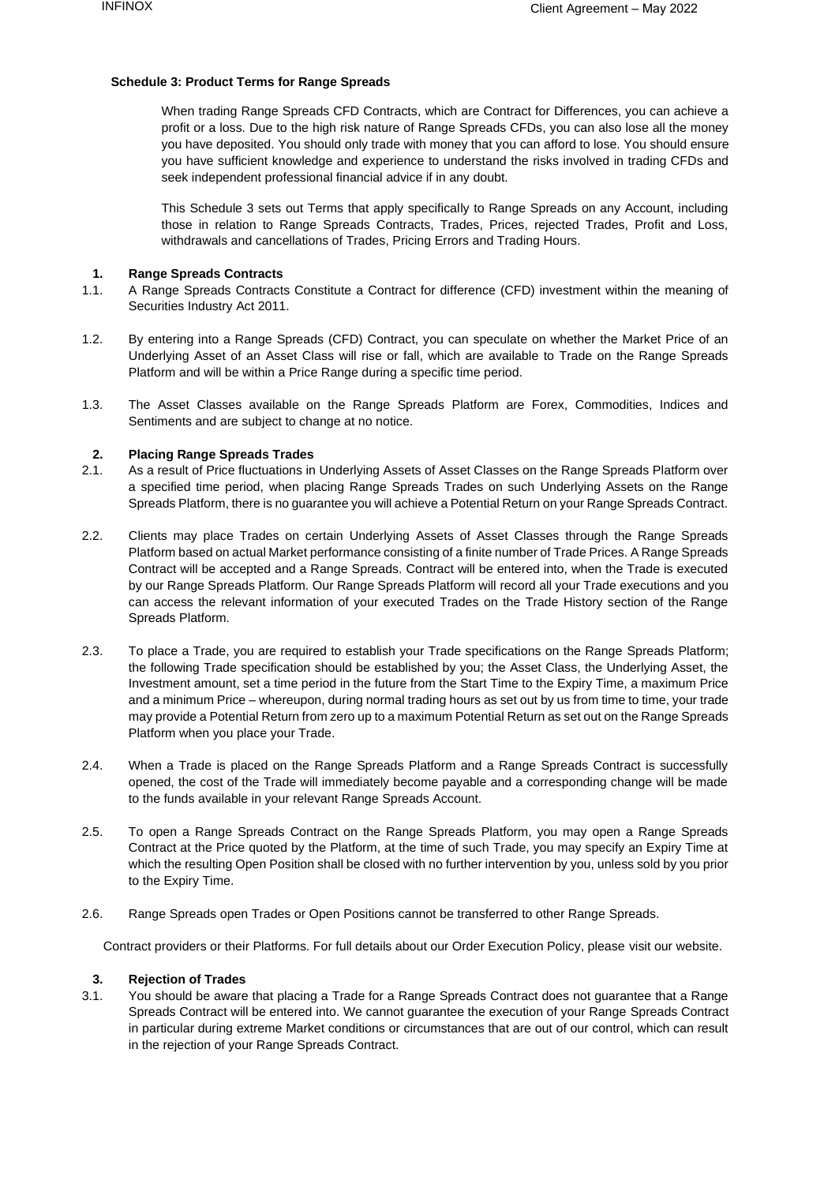**Schedule 3: Product Terms for Range Spreads**

When trading Range Spreads CFD Contracts, which are Contract for Differences, you can achieve a profit or a loss. Due to the high risk nature of Range Spreads CFDs, you can also lose all the money you have deposited. You should only trade with money that you can afford to lose. You should ensure you have sufficient knowledge and experience to understand the risks involved in trading CFDs and seek independent professional financial advice if in any doubt.

This Schedule 3 sets out Terms that apply specifically to Range Spreads on any Account, including those in relation to Range Spreads Contracts, Trades, Prices, rejected Trades, Profit and Loss, withdrawals and cancellations of Trades, Pricing Errors and Trading Hours.

**1. Range Spreads Contracts**

1.1. A Range Spreads Contracts Constitute a Contract for difference (CFD) investment within the meaning of Securities Industry Act 2011.

1.2. By entering into a Range Spreads (CFD) Contract, you can speculate on whether the Market Price of an Underlying Asset of an Asset Class will rise or fall, which are available to Trade on the Range Spreads Platform and will be within a Price Range during a specific time period.

1.3. The Asset Classes available on the Range Spreads Platform are Forex, Commodities, Indices and Sentiments and are subject to change at no notice.

**2. Placing Range Spreads Trades**

2.1. As a result of Price fluctuations in Underlying Assets of Asset Classes on the Range Spreads Platform over a specified time period, when placing Range Spreads Trades on such Underlying Assets on the Range Spreads Platform, there is no guarantee you will achieve a Potential Return on your Range Spreads Contract.

2.2. Clients may place Trades on certain Underlying Assets of Asset Classes through the Range Spreads Platform based on actual Market performance consisting of a finite number of Trade Prices. A Range Spreads Contract will be accepted and a Range Spreads. Contract will be entered into, when the Trade is executed by our Range Spreads Platform. Our Range Spreads Platform will record all your Trade executions and you can access the relevant information of your executed Trades on the Trade History section of the Range Spreads Platform.

2.3. To place a Trade, you are required to establish your Trade specifications on the Range Spreads Platform; the following Trade specification should be established by you; the Asset Class, the Underlying Asset, the Investment amount, set a time period in the future from the Start Time to the Expiry Time, a maximum Price and a minimum Price – whereupon, during normal trading hours as set out by us from time to time, your trade may provide a Potential Return from zero up to a maximum Potential Return as set out on the Range Spreads Platform when you place your Trade.

2.4. When a Trade is placed on the Range Spreads Platform and a Range Spreads Contract is successfully opened, the cost of the Trade will immediately become payable and a corresponding change will be made to the funds available in your relevant Range Spreads Account.

2.5. To open a Range Spreads Contract on the Range Spreads Platform, you may open a Range Spreads Contract at the Price quoted by the Platform, at the time of such Trade, you may specify an Expiry Time at which the resulting Open Position shall be closed with no further intervention by you, unless sold by you prior to the Expiry Time.

2.6. Range Spreads open Trades or Open Positions cannot be transferred to other Range Spreads.

Contract providers or their Platforms. For full details about our Order Execution Policy, please visit our website.

**3. Rejection of Trades**

3.1. You should be aware that placing a Trade for a Range Spreads Contract does not guarantee that a Range Spreads Contract will be entered into. We cannot guarantee the execution of your Range Spreads Contract in particular during extreme Market conditions or circumstances that are out of our control, which can result in the rejection of your Range Spreads Contract.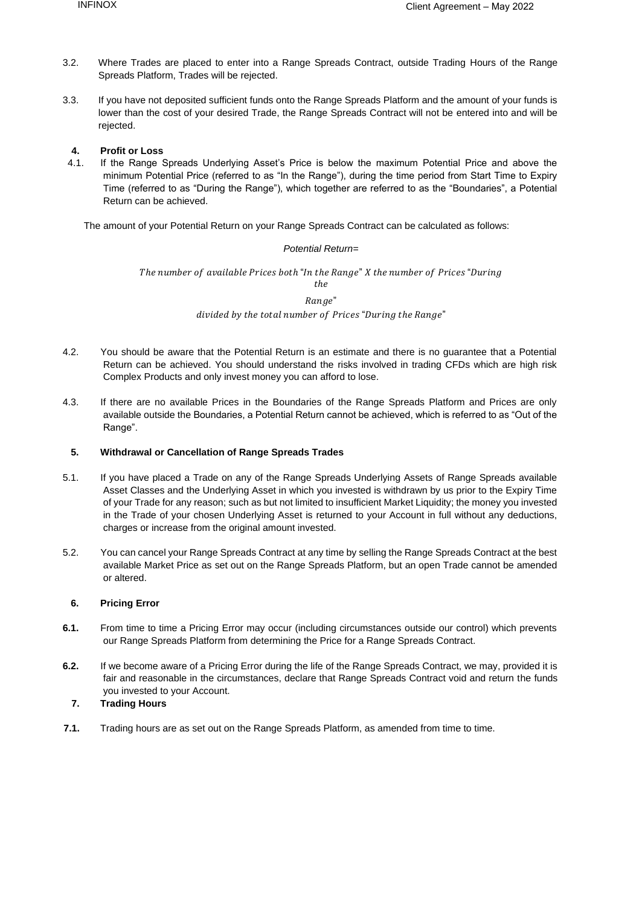3.2. Where Trades are placed to enter into a Range Spreads Contract, outside Trading Hours of the Range Spreads Platform, Trades will be rejected.

3.3. If you have not deposited sufficient funds onto the Range Spreads Platform and the amount of your funds is lower than the cost of your desired Trade, the Range Spreads Contract will not be entered into and will be rejected.

## 4. Profit or Loss

4.1. If the Range Spreads Underlying Asset's Price is below the maximum Potential Price and above the minimum Potential Price (referred to as "In the Range"), during the time period from Start Time to Expiry Time (referred to as "During the Range"), which together are referred to as the "Boundaries", a Potential Return can be achieved.

The amount of your Potential Return on your Range Spreads Contract can be calculated as follows:

*Potential Return=*

$$\text{The number of available Prices both "In the Range" X the number of Prices "During the Range" divided by the total number of Prices "During the Range"}$$

4.2. You should be aware that the Potential Return is an estimate and there is no guarantee that a Potential Return can be achieved. You should understand the risks involved in trading CFDs which are high risk Complex Products and only invest money you can afford to lose.

4.3. If there are no available Prices in the Boundaries of the Range Spreads Platform and Prices are only available outside the Boundaries, a Potential Return cannot be achieved, which is referred to as "Out of the Range".

## 5. Withdrawal or Cancellation of Range Spreads Trades

5.1. If you have placed a Trade on any of the Range Spreads Underlying Assets of Range Spreads available Asset Classes and the Underlying Asset in which you invested is withdrawn by us prior to the Expiry Time of your Trade for any reason; such as but not limited to insufficient Market Liquidity; the money you invested in the Trade of your chosen Underlying Asset is returned to your Account in full without any deductions, charges or increase from the original amount invested.

5.2. You can cancel your Range Spreads Contract at any time by selling the Range Spreads Contract at the best available Market Price as set out on the Range Spreads Platform, but an open Trade cannot be amended or altered.

## 6. Pricing Error

**6.1.** From time to time a Pricing Error may occur (including circumstances outside our control) which prevents our Range Spreads Platform from determining the Price for a Range Spreads Contract.

**6.2.** If we become aware of a Pricing Error during the life of the Range Spreads Contract, we may, provided it is fair and reasonable in the circumstances, declare that Range Spreads Contract void and return the funds you invested to your Account.

## 7. Trading Hours

**7.1.** Trading hours are as set out on the Range Spreads Platform, as amended from time to time.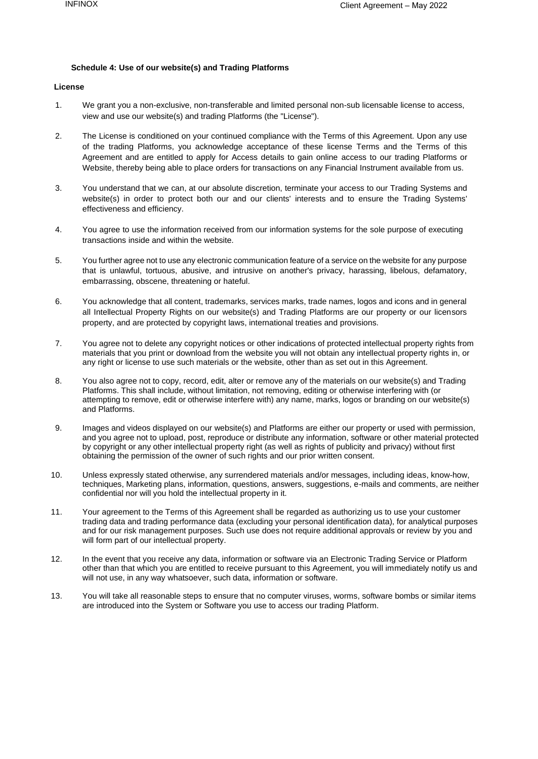## Schedule 4: Use of our website(s) and Trading Platforms

### License

1. We grant you a non-exclusive, non-transferable and limited personal non-sub licensable license to access, view and use our website(s) and trading Platforms (the "License").

2. The License is conditioned on your continued compliance with the Terms of this Agreement. Upon any use of the trading Platforms, you acknowledge acceptance of these license Terms and the Terms of this Agreement and are entitled to apply for Access details to gain online access to our trading Platforms or Website, thereby being able to place orders for transactions on any Financial Instrument available from us.

3. You understand that we can, at our absolute discretion, terminate your access to our Trading Systems and website(s) in order to protect both our and our clients' interests and to ensure the Trading Systems' effectiveness and efficiency.

4. You agree to use the information received from our information systems for the sole purpose of executing transactions inside and within the website.

5. You further agree not to use any electronic communication feature of a service on the website for any purpose that is unlawful, tortuous, abusive, and intrusive on another's privacy, harassing, libelous, defamatory, embarrassing, obscene, threatening or hateful.

6. You acknowledge that all content, trademarks, services marks, trade names, logos and icons and in general all Intellectual Property Rights on our website(s) and Trading Platforms are our property or our licensors property, and are protected by copyright laws, international treaties and provisions.

7. You agree not to delete any copyright notices or other indications of protected intellectual property rights from materials that you print or download from the website you will not obtain any intellectual property rights in, or any right or license to use such materials or the website, other than as set out in this Agreement.

8. You also agree not to copy, record, edit, alter or remove any of the materials on our website(s) and Trading Platforms. This shall include, without limitation, not removing, editing or otherwise interfering with (or attempting to remove, edit or otherwise interfere with) any name, marks, logos or branding on our website(s) and Platforms.

9. Images and videos displayed on our website(s) and Platforms are either our property or used with permission, and you agree not to upload, post, reproduce or distribute any information, software or other material protected by copyright or any other intellectual property right (as well as rights of publicity and privacy) without first obtaining the permission of the owner of such rights and our prior written consent.

10. Unless expressly stated otherwise, any surrendered materials and/or messages, including ideas, know-how, techniques, Marketing plans, information, questions, answers, suggestions, e-mails and comments, are neither confidential nor will you hold the intellectual property in it.

11. Your agreement to the Terms of this Agreement shall be regarded as authorizing us to use your customer trading data and trading performance data (excluding your personal identification data), for analytical purposes and for our risk management purposes. Such use does not require additional approvals or review by you and will form part of our intellectual property.

12. In the event that you receive any data, information or software via an Electronic Trading Service or Platform other than that which you are entitled to receive pursuant to this Agreement, you will immediately notify us and will not use, in any way whatsoever, such data, information or software.

13. You will take all reasonable steps to ensure that no computer viruses, worms, software bombs or similar items are introduced into the System or Software you use to access our trading Platform.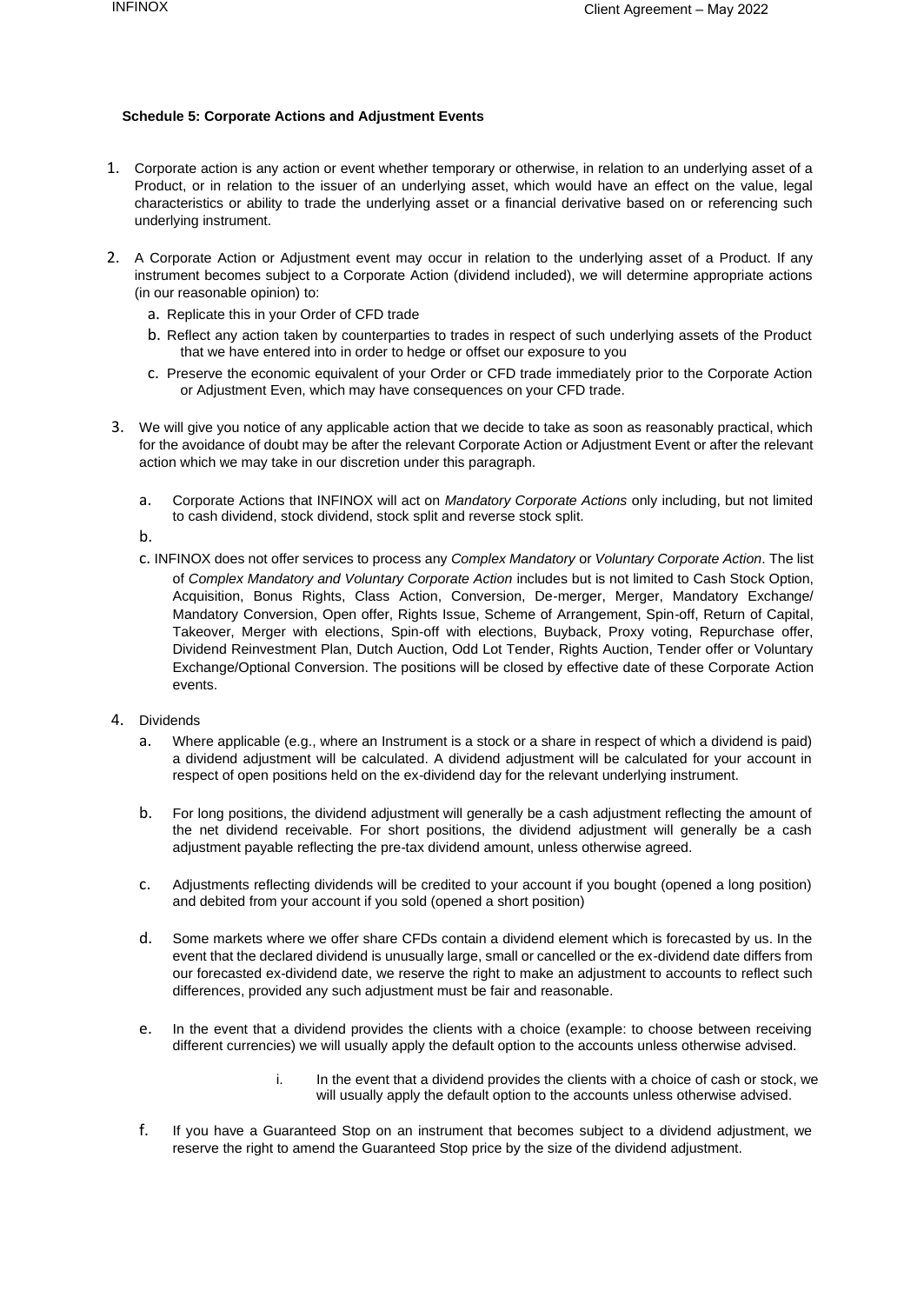### Schedule 5: Corporate Actions and Adjustment Events

1. Corporate action is any action or event whether temporary or otherwise, in relation to an underlying asset of a Product, or in relation to the issuer of an underlying asset, which would have an effect on the value, legal characteristics or ability to trade the underlying asset or a financial derivative based on or referencing such underlying instrument.

2. A Corporate Action or Adjustment event may occur in relation to the underlying asset of a Product. If any instrument becomes subject to a Corporate Action (dividend included), we will determine appropriate actions (in our reasonable opinion) to:
   a. Replicate this in your Order of CFD trade
   b. Reflect any action taken by counterparties to trades in respect of such underlying assets of the Product that we have entered into in order to hedge or offset our exposure to you
   c. Preserve the economic equivalent of your Order or CFD trade immediately prior to the Corporate Action or Adjustment Even, which may have consequences on your CFD trade.

3. We will give you notice of any applicable action that we decide to take as soon as reasonably practical, which for the avoidance of doubt may be after the relevant Corporate Action or Adjustment Event or after the relevant action which we may take in our discretion under this paragraph.
   a. Corporate Actions that INFINOX will act on *Mandatory Corporate Actions* only including, but not limited to cash dividend, stock dividend, stock split and reverse stock split.
   b.
   c. INFINOX does not offer services to process any *Complex Mandatory* or *Voluntary Corporate Action*. The list of *Complex Mandatory and Voluntary Corporate Action* includes but is not limited to Cash Stock Option, Acquisition, Bonus Rights, Class Action, Conversion, De-merger, Merger, Mandatory Exchange/ Mandatory Conversion, Open offer, Rights Issue, Scheme of Arrangement, Spin-off, Return of Capital, Takeover, Merger with elections, Spin-off with elections, Buyback, Proxy voting, Repurchase offer, Dividend Reinvestment Plan, Dutch Auction, Odd Lot Tender, Rights Auction, Tender offer or Voluntary Exchange/Optional Conversion. The positions will be closed by effective date of these Corporate Action events.

4. Dividends
   a. Where applicable (e.g., where an Instrument is a stock or a share in respect of which a dividend is paid) a dividend adjustment will be calculated. A dividend adjustment will be calculated for your account in respect of open positions held on the ex-dividend day for the relevant underlying instrument.
   b. For long positions, the dividend adjustment will generally be a cash adjustment reflecting the amount of the net dividend receivable. For short positions, the dividend adjustment will generally be a cash adjustment payable reflecting the pre-tax dividend amount, unless otherwise agreed.
   c. Adjustments reflecting dividends will be credited to your account if you bought (opened a long position) and debited from your account if you sold (opened a short position)
   d. Some markets where we offer share CFDs contain a dividend element which is forecasted by us. In the event that the declared dividend is unusually large, small or cancelled or the ex-dividend date differs from our forecasted ex-dividend date, we reserve the right to make an adjustment to accounts to reflect such differences, provided any such adjustment must be fair and reasonable.
   e. In the event that a dividend provides the clients with a choice (example: to choose between receiving different currencies) we will usually apply the default option to the accounts unless otherwise advised.
      i. In the event that a dividend provides the clients with a choice of cash or stock, we will usually apply the default option to the accounts unless otherwise advised.
   f. If you have a Guaranteed Stop on an instrument that becomes subject to a dividend adjustment, we reserve the right to amend the Guaranteed Stop price by the size of the dividend adjustment.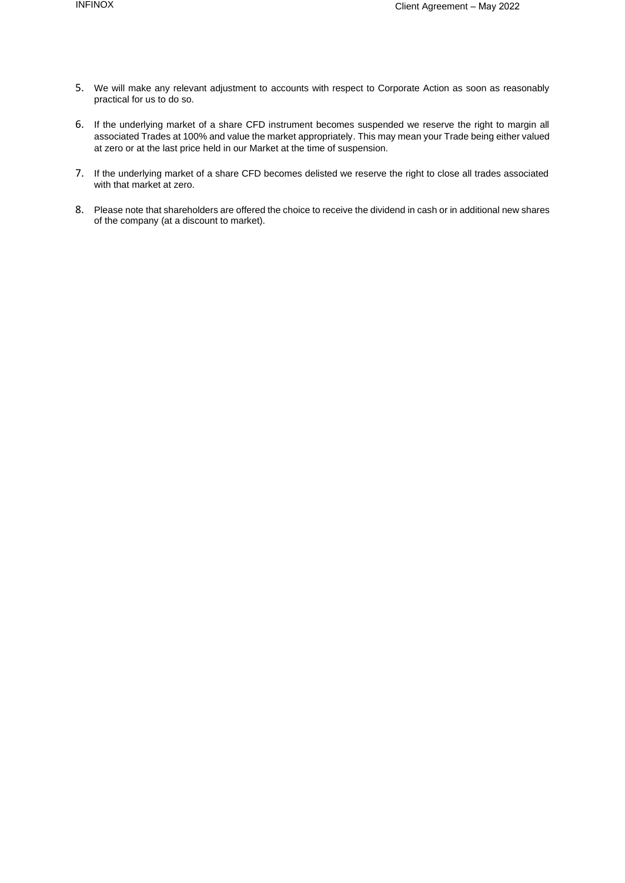5. We will make any relevant adjustment to accounts with respect to Corporate Action as soon as reasonably practical for us to do so.

6. If the underlying market of a share CFD instrument becomes suspended we reserve the right to margin all associated Trades at 100% and value the market appropriately. This may mean your Trade being either valued at zero or at the last price held in our Market at the time of suspension.

7. If the underlying market of a share CFD becomes delisted we reserve the right to close all trades associated with that market at zero.

8. Please note that shareholders are offered the choice to receive the dividend in cash or in additional new shares of the company (at a discount to market).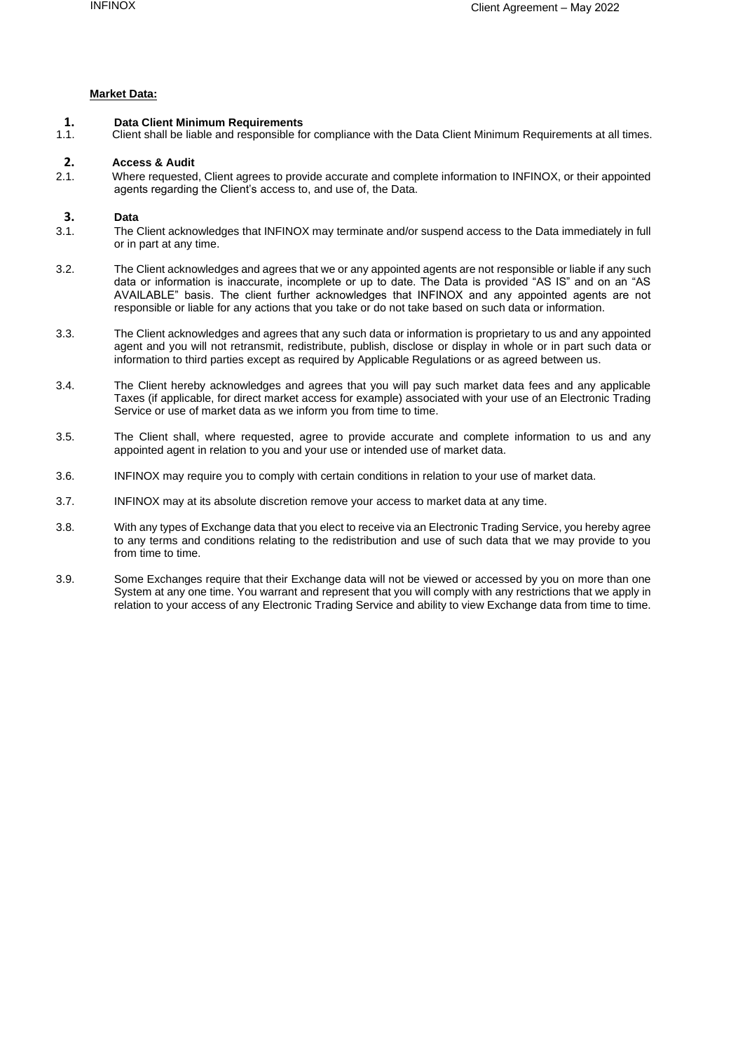**Market Data:**

## 1. Data Client Minimum Requirements

1.1. Client shall be liable and responsible for compliance with the Data Client Minimum Requirements at all times.

## 2. Access & Audit

2.1. Where requested, Client agrees to provide accurate and complete information to INFINOX, or their appointed agents regarding the Client's access to, and use of, the Data.

## 3. Data

3.1. The Client acknowledges that INFINOX may terminate and/or suspend access to the Data immediately in full or in part at any time.

3.2. The Client acknowledges and agrees that we or any appointed agents are not responsible or liable if any such data or information is inaccurate, incomplete or up to date. The Data is provided "AS IS" and on an "AS AVAILABLE" basis. The client further acknowledges that INFINOX and any appointed agents are not responsible or liable for any actions that you take or do not take based on such data or information.

3.3. The Client acknowledges and agrees that any such data or information is proprietary to us and any appointed agent and you will not retransmit, redistribute, publish, disclose or display in whole or in part such data or information to third parties except as required by Applicable Regulations or as agreed between us.

3.4. The Client hereby acknowledges and agrees that you will pay such market data fees and any applicable Taxes (if applicable, for direct market access for example) associated with your use of an Electronic Trading Service or use of market data as we inform you from time to time.

3.5. The Client shall, where requested, agree to provide accurate and complete information to us and any appointed agent in relation to you and your use or intended use of market data.

3.6. INFINOX may require you to comply with certain conditions in relation to your use of market data.

3.7. INFINOX may at its absolute discretion remove your access to market data at any time.

3.8. With any types of Exchange data that you elect to receive via an Electronic Trading Service, you hereby agree to any terms and conditions relating to the redistribution and use of such data that we may provide to you from time to time.

3.9. Some Exchanges require that their Exchange data will not be viewed or accessed by you on more than one System at any one time. You warrant and represent that you will comply with any restrictions that we apply in relation to your access of any Electronic Trading Service and ability to view Exchange data from time to time.